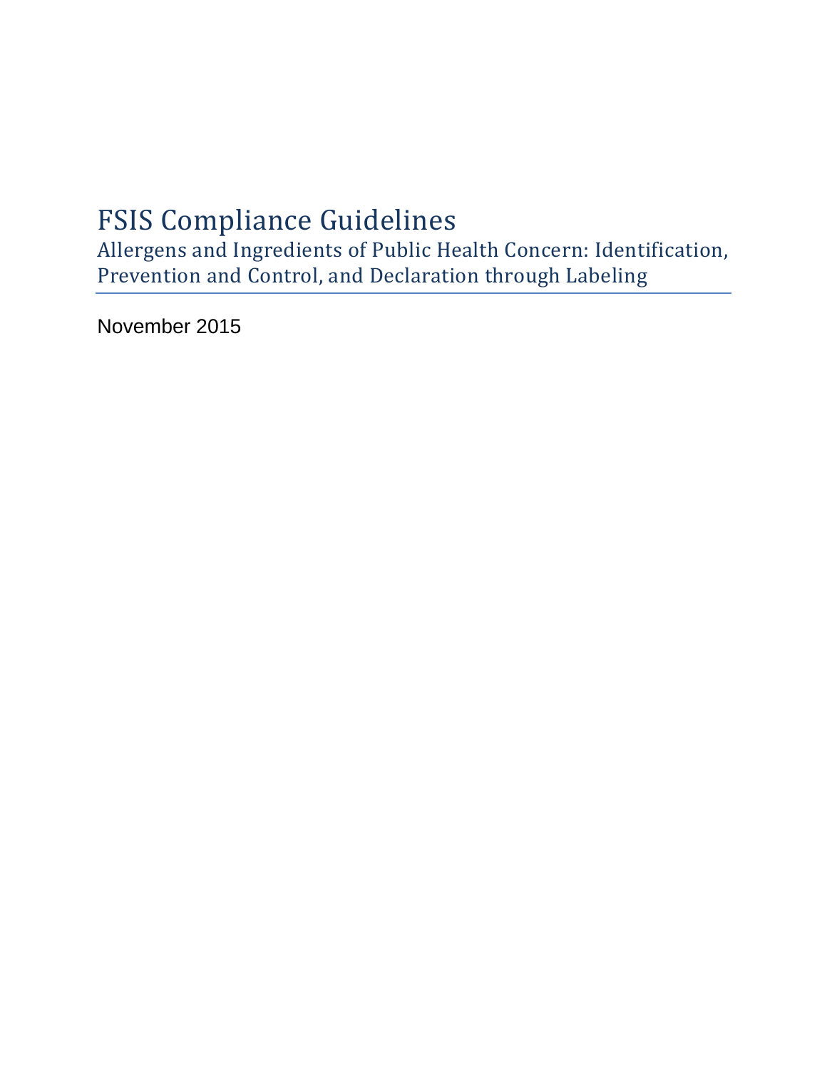# FSIS Compliance Guidelines

## Allergens and Ingredients of Public Health Concern: Identification, Prevention and Control, and Declaration through Labeling

November 2015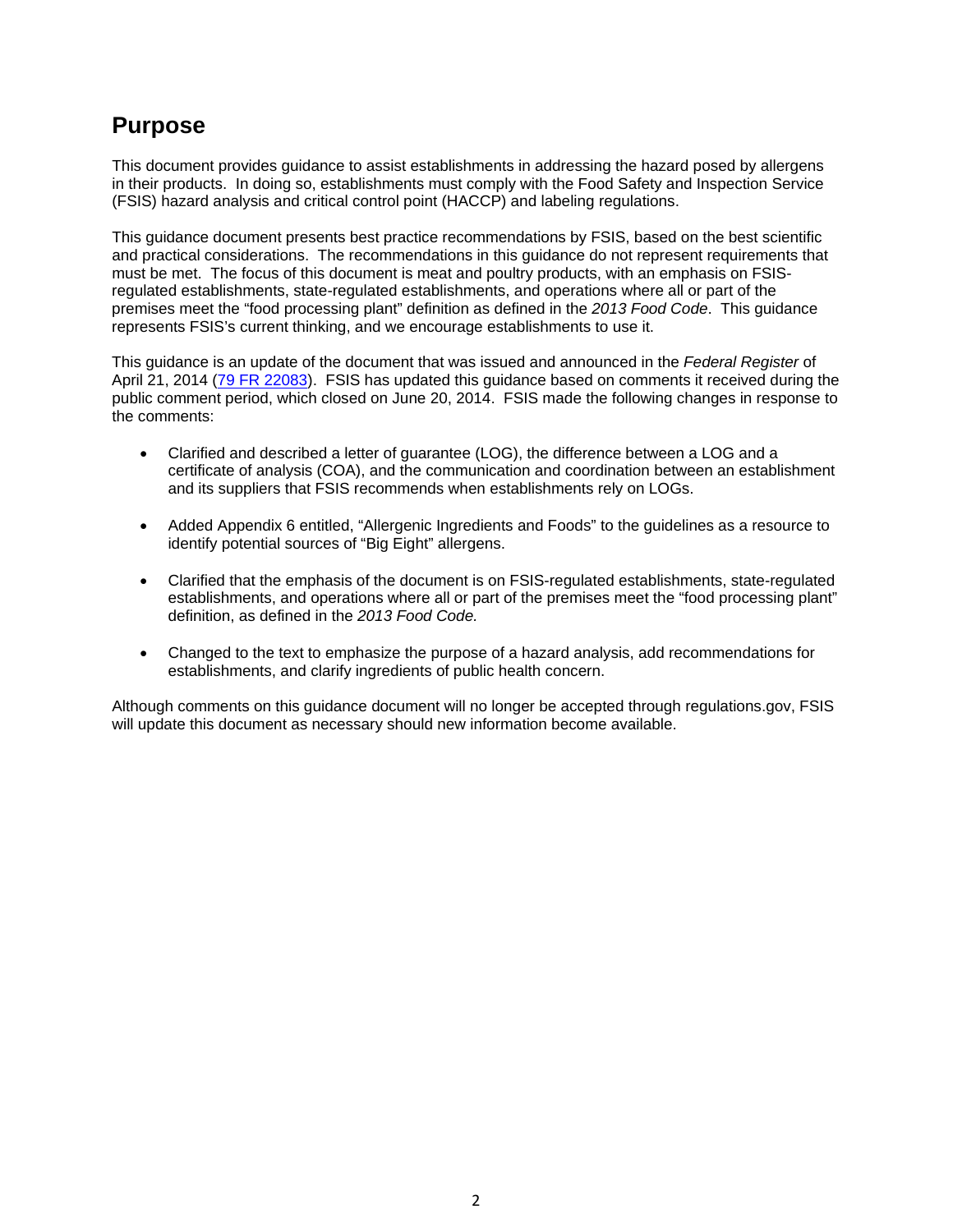# Purpose

This document provides guidance to assist establishments in addressing the hazard posed by allergens in their products. In doing so, establishments must comply with the Food Safety and Inspection Service (FSIS) hazard analysis and critical control point (HACCP) and labeling regulations.

This guidance document presents best practice recommendations by FSIS, based on the best scientific and practical considerations. The recommendations in this guidance do not represent requirements that must be met. The focus of this document is meat and poultry products, with an emphasis on FSIS-regulated establishments, state-regulated establishments, and operations where all or part of the premises meet the "food processing plant" definition as defined in the *2013 Food Code*. This guidance represents FSIS's current thinking, and we encourage establishments to use it.

This guidance is an update of the document that was issued and announced in the *Federal Register* of April 21, 2014 ([79 FR 22083](https://www.federalregister.gov/)). FSIS has updated this guidance based on comments it received during the public comment period, which closed on June 20, 2014. FSIS made the following changes in response to the comments:

- Clarified and described a letter of guarantee (LOG), the difference between a LOG and a certificate of analysis (COA), and the communication and coordination between an establishment and its suppliers that FSIS recommends when establishments rely on LOGs.
- Added Appendix 6 entitled, "Allergenic Ingredients and Foods" to the guidelines as a resource to identify potential sources of "Big Eight" allergens.
- Clarified that the emphasis of the document is on FSIS-regulated establishments, state-regulated establishments, and operations where all or part of the premises meet the "food processing plant" definition, as defined in the *2013 Food Code.*
- Changed to the text to emphasize the purpose of a hazard analysis, add recommendations for establishments, and clarify ingredients of public health concern.

Although comments on this guidance document will no longer be accepted through regulations.gov, FSIS will update this document as necessary should new information become available.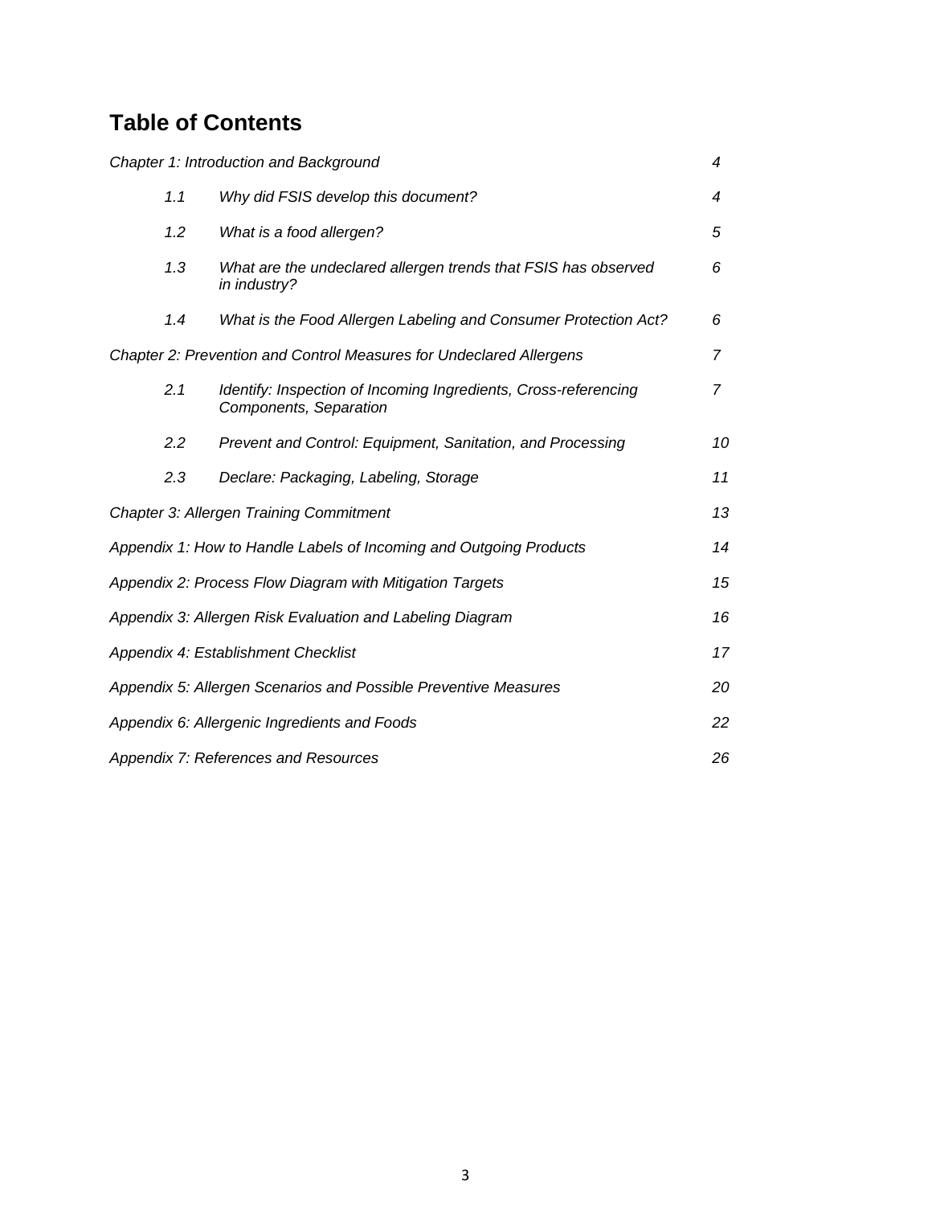# Table of Contents

| | | |
|---|---|---|
| *Chapter 1: Introduction and Background* | | *4* |
| *1.1* | *Why did FSIS develop this document?* | *4* |
| *1.2* | *What is a food allergen?* | *5* |
| *1.3* | *What are the undeclared allergen trends that FSIS has observed in industry?* | *6* |
| *1.4* | *What is the Food Allergen Labeling and Consumer Protection Act?* | *6* |
| *Chapter 2: Prevention and Control Measures for Undeclared Allergens* | | *7* |
| *2.1* | *Identify: Inspection of Incoming Ingredients, Cross-referencing Components, Separation* | *7* |
| *2.2* | *Prevent and Control: Equipment, Sanitation, and Processing* | *10* |
| *2.3* | *Declare: Packaging, Labeling, Storage* | *11* |
| *Chapter 3: Allergen Training Commitment* | | *13* |
| *Appendix 1: How to Handle Labels of Incoming and Outgoing Products* | | *14* |
| *Appendix 2: Process Flow Diagram with Mitigation Targets* | | *15* |
| *Appendix 3: Allergen Risk Evaluation and Labeling Diagram* | | *16* |
| *Appendix 4: Establishment Checklist* | | *17* |
| *Appendix 5: Allergen Scenarios and Possible Preventive Measures* | | *20* |
| *Appendix 6: Allergenic Ingredients and Foods* | | *22* |
| *Appendix 7: References and Resources* | | *26* |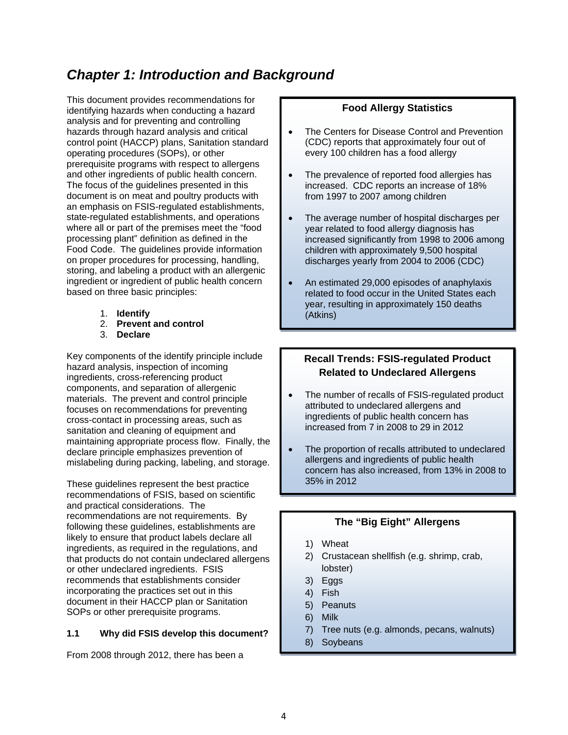# *Chapter 1: Introduction and Background*

This document provides recommendations for identifying hazards when conducting a hazard analysis and for preventing and controlling hazards through hazard analysis and critical control point (HACCP) plans, Sanitation standard operating procedures (SOPs), or other prerequisite programs with respect to allergens and other ingredients of public health concern. The focus of the guidelines presented in this document is on meat and poultry products with an emphasis on FSIS-regulated establishments, state-regulated establishments, and operations where all or part of the premises meet the "food processing plant" definition as defined in the Food Code. The guidelines provide information on proper procedures for processing, handling, storing, and labeling a product with an allergenic ingredient or ingredient of public health concern based on three basic principles:

1. **Identify**
2. **Prevent and control**
3. **Declare**

Key components of the identify principle include hazard analysis, inspection of incoming ingredients, cross-referencing product components, and separation of allergenic materials. The prevent and control principle focuses on recommendations for preventing cross-contact in processing areas, such as sanitation and cleaning of equipment and maintaining appropriate process flow. Finally, the declare principle emphasizes prevention of mislabeling during packing, labeling, and storage.

These guidelines represent the best practice recommendations of FSIS, based on scientific and practical considerations. The recommendations are not requirements. By following these guidelines, establishments are likely to ensure that product labels declare all ingredients, as required in the regulations, and that products do not contain undeclared allergens or other undeclared ingredients. FSIS recommends that establishments consider incorporating the practices set out in this document in their HACCP plan or Sanitation SOPs or other prerequisite programs.

### 1.1 Why did FSIS develop this document?

From 2008 through 2012, there has been a

**Food Allergy Statistics**

- The Centers for Disease Control and Prevention (CDC) reports that approximately four out of every 100 children has a food allergy
- The prevalence of reported food allergies has increased. CDC reports an increase of 18% from 1997 to 2007 among children
- The average number of hospital discharges per year related to food allergy diagnosis has increased significantly from 1998 to 2006 among children with approximately 9,500 hospital discharges yearly from 2004 to 2006 (CDC)
- An estimated 29,000 episodes of anaphylaxis related to food occur in the United States each year, resulting in approximately 150 deaths (Atkins)

**Recall Trends: FSIS-regulated Product Related to Undeclared Allergens**

- The number of recalls of FSIS-regulated product attributed to undeclared allergens and ingredients of public health concern has increased from 7 in 2008 to 29 in 2012
- The proportion of recalls attributed to undeclared allergens and ingredients of public health concern has also increased, from 13% in 2008 to 35% in 2012

**The "Big Eight" Allergens**

1) Wheat
2) Crustacean shellfish (e.g. shrimp, crab, lobster)
3) Eggs
4) Fish
5) Peanuts
6) Milk
7) Tree nuts (e.g. almonds, pecans, walnuts)
8) Soybeans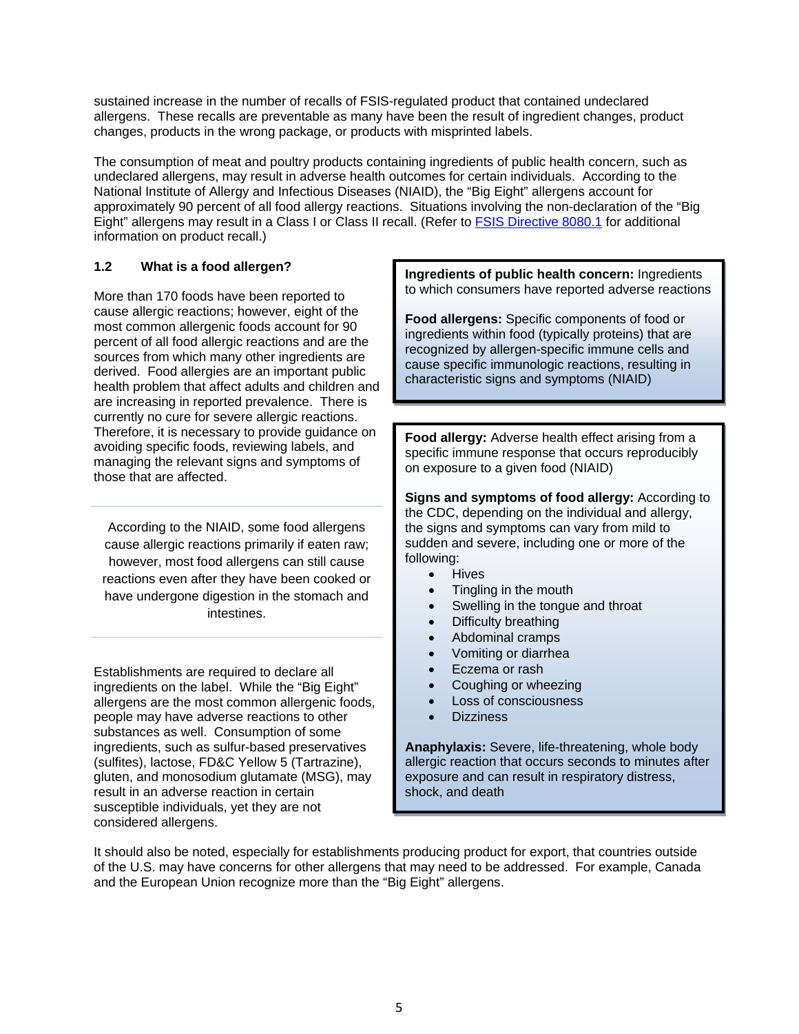sustained increase in the number of recalls of FSIS-regulated product that contained undeclared allergens. These recalls are preventable as many have been the result of ingredient changes, product changes, products in the wrong package, or products with misprinted labels.

The consumption of meat and poultry products containing ingredients of public health concern, such as undeclared allergens, may result in adverse health outcomes for certain individuals. According to the National Institute of Allergy and Infectious Diseases (NIAID), the "Big Eight" allergens account for approximately 90 percent of all food allergy reactions. Situations involving the non-declaration of the "Big Eight" allergens may result in a Class I or Class II recall. (Refer to [FSIS Directive 8080.1](FSIS Directive 8080.1) for additional information on product recall.)

### 1.2 What is a food allergen?

More than 170 foods have been reported to cause allergic reactions; however, eight of the most common allergenic foods account for 90 percent of all food allergic reactions and are the sources from which many other ingredients are derived. Food allergies are an important public health problem that affect adults and children and are increasing in reported prevalence. There is currently no cure for severe allergic reactions. Therefore, it is necessary to provide guidance on avoiding specific foods, reviewing labels, and managing the relevant signs and symptoms of those that are affected.

> According to the NIAID, some food allergens cause allergic reactions primarily if eaten raw; however, most food allergens can still cause reactions even after they have been cooked or have undergone digestion in the stomach and intestines.

Establishments are required to declare all ingredients on the label. While the "Big Eight" allergens are the most common allergenic foods, people may have adverse reactions to other substances as well. Consumption of some ingredients, such as sulfur-based preservatives (sulfites), lactose, FD&C Yellow 5 (Tartrazine), gluten, and monosodium glutamate (MSG), may result in an adverse reaction in certain susceptible individuals, yet they are not considered allergens.

**Ingredients of public health concern:** Ingredients to which consumers have reported adverse reactions

**Food allergens:** Specific components of food or ingredients within food (typically proteins) that are recognized by allergen-specific immune cells and cause specific immunologic reactions, resulting in characteristic signs and symptoms (NIAID)

**Food allergy:** Adverse health effect arising from a specific immune response that occurs reproducibly on exposure to a given food (NIAID)

**Signs and symptoms of food allergy:** According to the CDC, depending on the individual and allergy, the signs and symptoms can vary from mild to sudden and severe, including one or more of the following:

- Hives
- Tingling in the mouth
- Swelling in the tongue and throat
- Difficulty breathing
- Abdominal cramps
- Vomiting or diarrhea
- Eczema or rash
- Coughing or wheezing
- Loss of consciousness
- Dizziness

**Anaphylaxis:** Severe, life-threatening, whole body allergic reaction that occurs seconds to minutes after exposure and can result in respiratory distress, shock, and death

It should also be noted, especially for establishments producing product for export, that countries outside of the U.S. may have concerns for other allergens that may need to be addressed. For example, Canada and the European Union recognize more than the "Big Eight" allergens.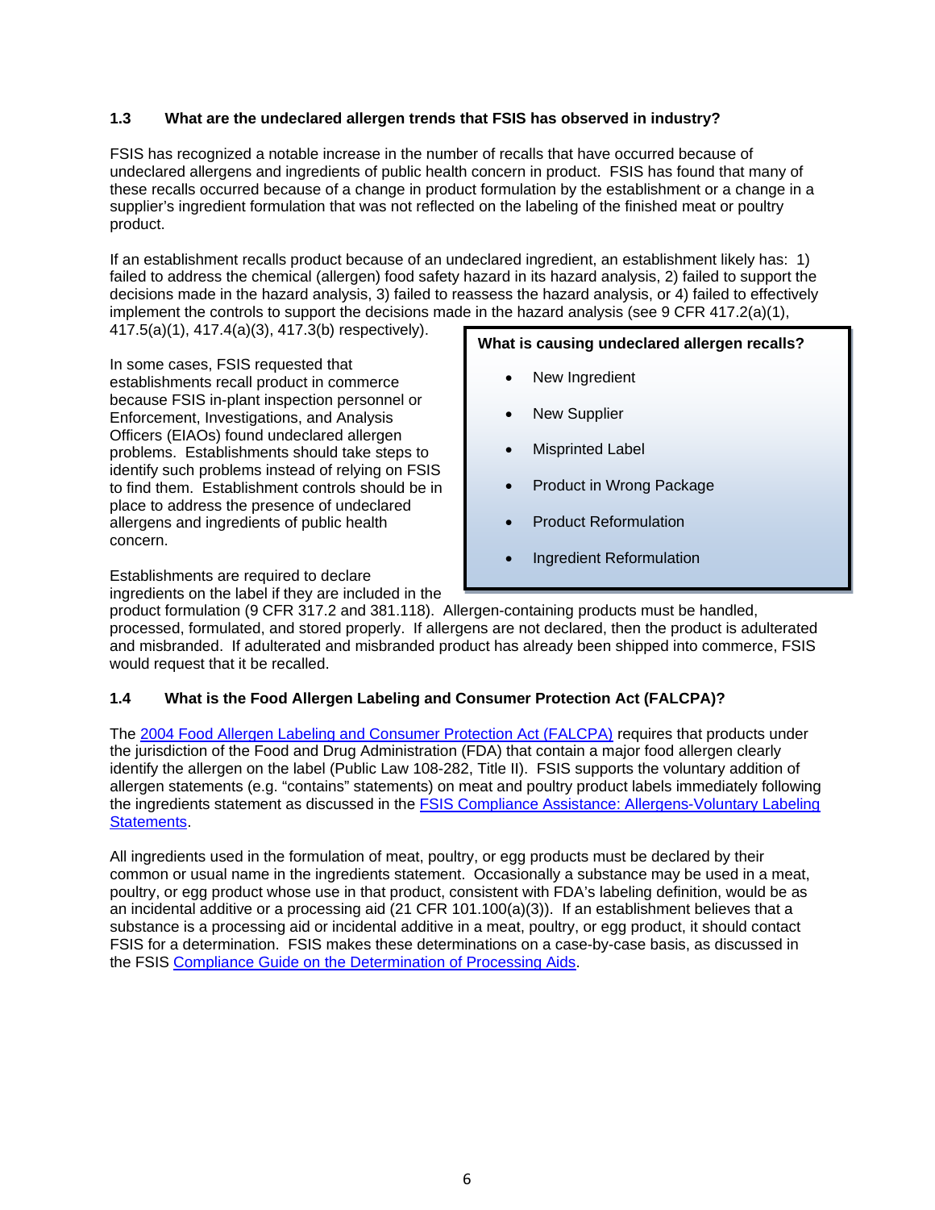### 1.3 What are the undeclared allergen trends that FSIS has observed in industry?

FSIS has recognized a notable increase in the number of recalls that have occurred because of undeclared allergens and ingredients of public health concern in product. FSIS has found that many of these recalls occurred because of a change in product formulation by the establishment or a change in a supplier's ingredient formulation that was not reflected on the labeling of the finished meat or poultry product.

If an establishment recalls product because of an undeclared ingredient, an establishment likely has: 1) failed to address the chemical (allergen) food safety hazard in its hazard analysis, 2) failed to support the decisions made in the hazard analysis, 3) failed to reassess the hazard analysis, or 4) failed to effectively implement the controls to support the decisions made in the hazard analysis (see 9 CFR 417.2(a)(1), 417.5(a)(1), 417.4(a)(3), 417.3(b) respectively).

In some cases, FSIS requested that establishments recall product in commerce because FSIS in-plant inspection personnel or Enforcement, Investigations, and Analysis Officers (EIAOs) found undeclared allergen problems. Establishments should take steps to identify such problems instead of relying on FSIS to find them. Establishment controls should be in place to address the presence of undeclared allergens and ingredients of public health concern.

**What is causing undeclared allergen recalls?**

- New Ingredient
- New Supplier
- Misprinted Label
- Product in Wrong Package
- Product Reformulation
- Ingredient Reformulation

Establishments are required to declare ingredients on the label if they are included in the product formulation (9 CFR 317.2 and 381.118). Allergen-containing products must be handled, processed, formulated, and stored properly. If allergens are not declared, then the product is adulterated and misbranded. If adulterated and misbranded product has already been shipped into commerce, FSIS would request that it be recalled.

### 1.4 What is the Food Allergen Labeling and Consumer Protection Act (FALCPA)?

The 2004 Food Allergen Labeling and Consumer Protection Act (FALCPA) requires that products under the jurisdiction of the Food and Drug Administration (FDA) that contain a major food allergen clearly identify the allergen on the label (Public Law 108-282, Title II). FSIS supports the voluntary addition of allergen statements (e.g. "contains" statements) on meat and poultry product labels immediately following the ingredients statement as discussed in the FSIS Compliance Assistance: Allergens-Voluntary Labeling Statements.

All ingredients used in the formulation of meat, poultry, or egg products must be declared by their common or usual name in the ingredients statement. Occasionally a substance may be used in a meat, poultry, or egg product whose use in that product, consistent with FDA's labeling definition, would be as an incidental additive or a processing aid (21 CFR 101.100(a)(3)). If an establishment believes that a substance is a processing aid or incidental additive in a meat, poultry, or egg product, it should contact FSIS for a determination. FSIS makes these determinations on a case-by-case basis, as discussed in the FSIS Compliance Guide on the Determination of Processing Aids.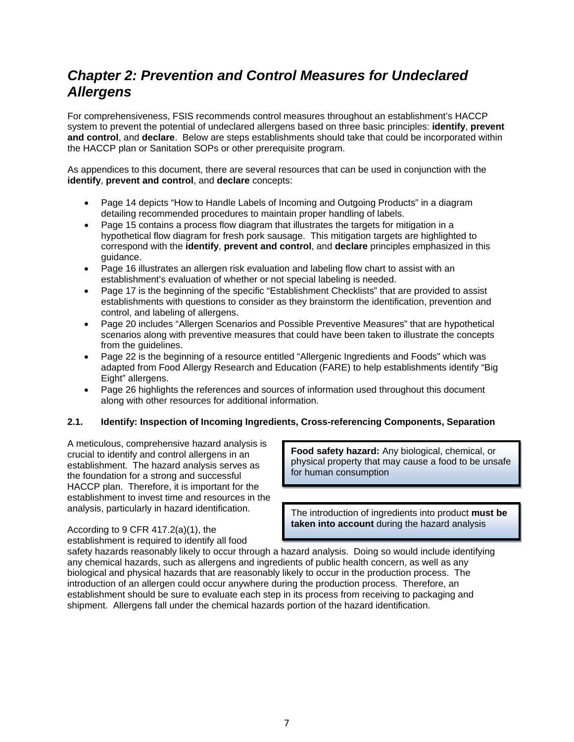## *Chapter 2: Prevention and Control Measures for Undeclared Allergens*

For comprehensiveness, FSIS recommends control measures throughout an establishment's HACCP system to prevent the potential of undeclared allergens based on three basic principles: **identify**, **prevent and control**, and **declare**. Below are steps establishments should take that could be incorporated within the HACCP plan or Sanitation SOPs or other prerequisite program.

As appendices to this document, there are several resources that can be used in conjunction with the **identify**, **prevent and control**, and **declare** concepts:

- Page 14 depicts "How to Handle Labels of Incoming and Outgoing Products" in a diagram detailing recommended procedures to maintain proper handling of labels.
- Page 15 contains a process flow diagram that illustrates the targets for mitigation in a hypothetical flow diagram for fresh pork sausage. This mitigation targets are highlighted to correspond with the **identify**, **prevent and control**, and **declare** principles emphasized in this guidance.
- Page 16 illustrates an allergen risk evaluation and labeling flow chart to assist with an establishment's evaluation of whether or not special labeling is needed.
- Page 17 is the beginning of the specific "Establishment Checklists" that are provided to assist establishments with questions to consider as they brainstorm the identification, prevention and control, and labeling of allergens.
- Page 20 includes "Allergen Scenarios and Possible Preventive Measures" that are hypothetical scenarios along with preventive measures that could have been taken to illustrate the concepts from the guidelines.
- Page 22 is the beginning of a resource entitled "Allergenic Ingredients and Foods" which was adapted from Food Allergy Research and Education (FARE) to help establishments identify "Big Eight" allergens.
- Page 26 highlights the references and sources of information used throughout this document along with other resources for additional information.

### 2.1. Identify: Inspection of Incoming Ingredients, Cross-referencing Components, Separation

A meticulous, comprehensive hazard analysis is crucial to identify and control allergens in an establishment. The hazard analysis serves as the foundation for a strong and successful HACCP plan. Therefore, it is important for the establishment to invest time and resources in the analysis, particularly in hazard identification.

> **Food safety hazard:** Any biological, chemical, or physical property that may cause a food to be unsafe for human consumption

> The introduction of ingredients into product **must be taken into account** during the hazard analysis

According to 9 CFR 417.2(a)(1), the establishment is required to identify all food safety hazards reasonably likely to occur through a hazard analysis. Doing so would include identifying any chemical hazards, such as allergens and ingredients of public health concern, as well as any biological and physical hazards that are reasonably likely to occur in the production process. The introduction of an allergen could occur anywhere during the production process. Therefore, an establishment should be sure to evaluate each step in its process from receiving to packaging and shipment. Allergens fall under the chemical hazards portion of the hazard identification.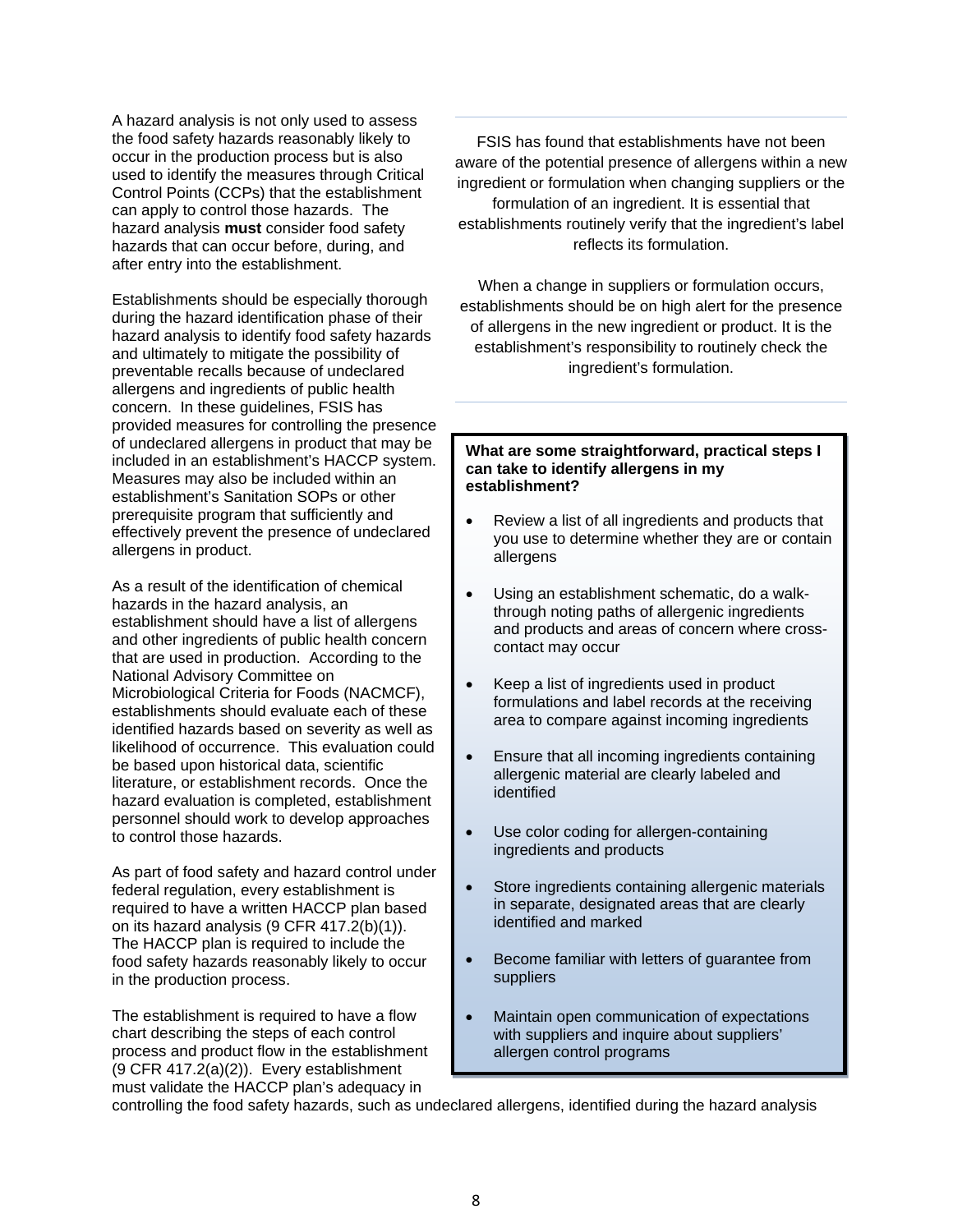A hazard analysis is not only used to assess the food safety hazards reasonably likely to occur in the production process but is also used to identify the measures through Critical Control Points (CCPs) that the establishment can apply to control those hazards. The hazard analysis **must** consider food safety hazards that can occur before, during, and after entry into the establishment.

Establishments should be especially thorough during the hazard identification phase of their hazard analysis to identify food safety hazards and ultimately to mitigate the possibility of preventable recalls because of undeclared allergens and ingredients of public health concern. In these guidelines, FSIS has provided measures for controlling the presence of undeclared allergens in product that may be included in an establishment's HACCP system. Measures may also be included within an establishment's Sanitation SOPs or other prerequisite program that sufficiently and effectively prevent the presence of undeclared allergens in product.

As a result of the identification of chemical hazards in the hazard analysis, an establishment should have a list of allergens and other ingredients of public health concern that are used in production. According to the National Advisory Committee on Microbiological Criteria for Foods (NACMCF), establishments should evaluate each of these identified hazards based on severity as well as likelihood of occurrence. This evaluation could be based upon historical data, scientific literature, or establishment records. Once the hazard evaluation is completed, establishment personnel should work to develop approaches to control those hazards.

As part of food safety and hazard control under federal regulation, every establishment is required to have a written HACCP plan based on its hazard analysis (9 CFR 417.2(b)(1)). The HACCP plan is required to include the food safety hazards reasonably likely to occur in the production process.

The establishment is required to have a flow chart describing the steps of each control process and product flow in the establishment (9 CFR 417.2(a)(2)). Every establishment must validate the HACCP plan's adequacy in controlling the food safety hazards, such as undeclared allergens, identified during the hazard analysis

---

FSIS has found that establishments have not been aware of the potential presence of allergens within a new ingredient or formulation when changing suppliers or the formulation of an ingredient. It is essential that establishments routinely verify that the ingredient's label reflects its formulation.

When a change in suppliers or formulation occurs, establishments should be on high alert for the presence of allergens in the new ingredient or product. It is the establishment's responsibility to routinely check the ingredient's formulation.

---

**What are some straightforward, practical steps I can take to identify allergens in my establishment?**

- Review a list of all ingredients and products that you use to determine whether they are or contain allergens
- Using an establishment schematic, do a walk-through noting paths of allergenic ingredients and products and areas of concern where cross-contact may occur
- Keep a list of ingredients used in product formulations and label records at the receiving area to compare against incoming ingredients
- Ensure that all incoming ingredients containing allergenic material are clearly labeled and identified
- Use color coding for allergen-containing ingredients and products
- Store ingredients containing allergenic materials in separate, designated areas that are clearly identified and marked
- Become familiar with letters of guarantee from suppliers
- Maintain open communication of expectations with suppliers and inquire about suppliers' allergen control programs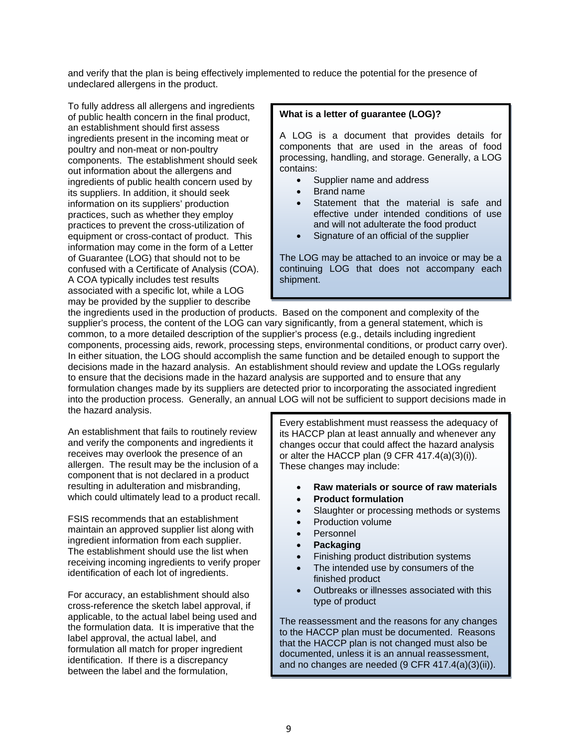and verify that the plan is being effectively implemented to reduce the potential for the presence of undeclared allergens in the product.

To fully address all allergens and ingredients of public health concern in the final product, an establishment should first assess ingredients present in the incoming meat or poultry and non-meat or non-poultry components. The establishment should seek out information about the allergens and ingredients of public health concern used by its suppliers. In addition, it should seek information on its suppliers' production practices, such as whether they employ practices to prevent the cross-utilization of equipment or cross-contact of product. This information may come in the form of a Letter of Guarantee (LOG) that should not to be confused with a Certificate of Analysis (COA). A COA typically includes test results associated with a specific lot, while a LOG may be provided by the supplier to describe the ingredients used in the production of products. Based on the component and complexity of the supplier's process, the content of the LOG can vary significantly, from a general statement, which is common, to a more detailed description of the supplier's process (e.g., details including ingredient components, processing aids, rework, processing steps, environmental conditions, or product carry over). In either situation, the LOG should accomplish the same function and be detailed enough to support the decisions made in the hazard analysis. An establishment should review and update the LOGs regularly to ensure that the decisions made in the hazard analysis are supported and to ensure that any formulation changes made by its suppliers are detected prior to incorporating the associated ingredient into the production process. Generally, an annual LOG will not be sufficient to support decisions made in the hazard analysis.

> **What is a letter of guarantee (LOG)?**
>
> A LOG is a document that provides details for components that are used in the areas of food processing, handling, and storage. Generally, a LOG contains:
>
> - Supplier name and address
> - Brand name
> - Statement that the material is safe and effective under intended conditions of use and will not adulterate the food product
> - Signature of an official of the supplier
>
> The LOG may be attached to an invoice or may be a continuing LOG that does not accompany each shipment.

An establishment that fails to routinely review and verify the components and ingredients it receives may overlook the presence of an allergen. The result may be the inclusion of a component that is not declared in a product resulting in adulteration and misbranding, which could ultimately lead to a product recall.

FSIS recommends that an establishment maintain an approved supplier list along with ingredient information from each supplier. The establishment should use the list when receiving incoming ingredients to verify proper identification of each lot of ingredients.

For accuracy, an establishment should also cross-reference the sketch label approval, if applicable, to the actual label being used and the formulation data. It is imperative that the label approval, the actual label, and formulation all match for proper ingredient identification. If there is a discrepancy between the label and the formulation,

> Every establishment must reassess the adequacy of its HACCP plan at least annually and whenever any changes occur that could affect the hazard analysis or alter the HACCP plan (9 CFR 417.4(a)(3)(i)). These changes may include:
>
> - **Raw materials or source of raw materials**
> - **Product formulation**
> - Slaughter or processing methods or systems
> - Production volume
> - Personnel
> - **Packaging**
> - Finishing product distribution systems
> - The intended use by consumers of the finished product
> - Outbreaks or illnesses associated with this type of product
>
> The reassessment and the reasons for any changes to the HACCP plan must be documented. Reasons that the HACCP plan is not changed must also be documented, unless it is an annual reassessment, and no changes are needed (9 CFR 417.4(a)(3)(ii)).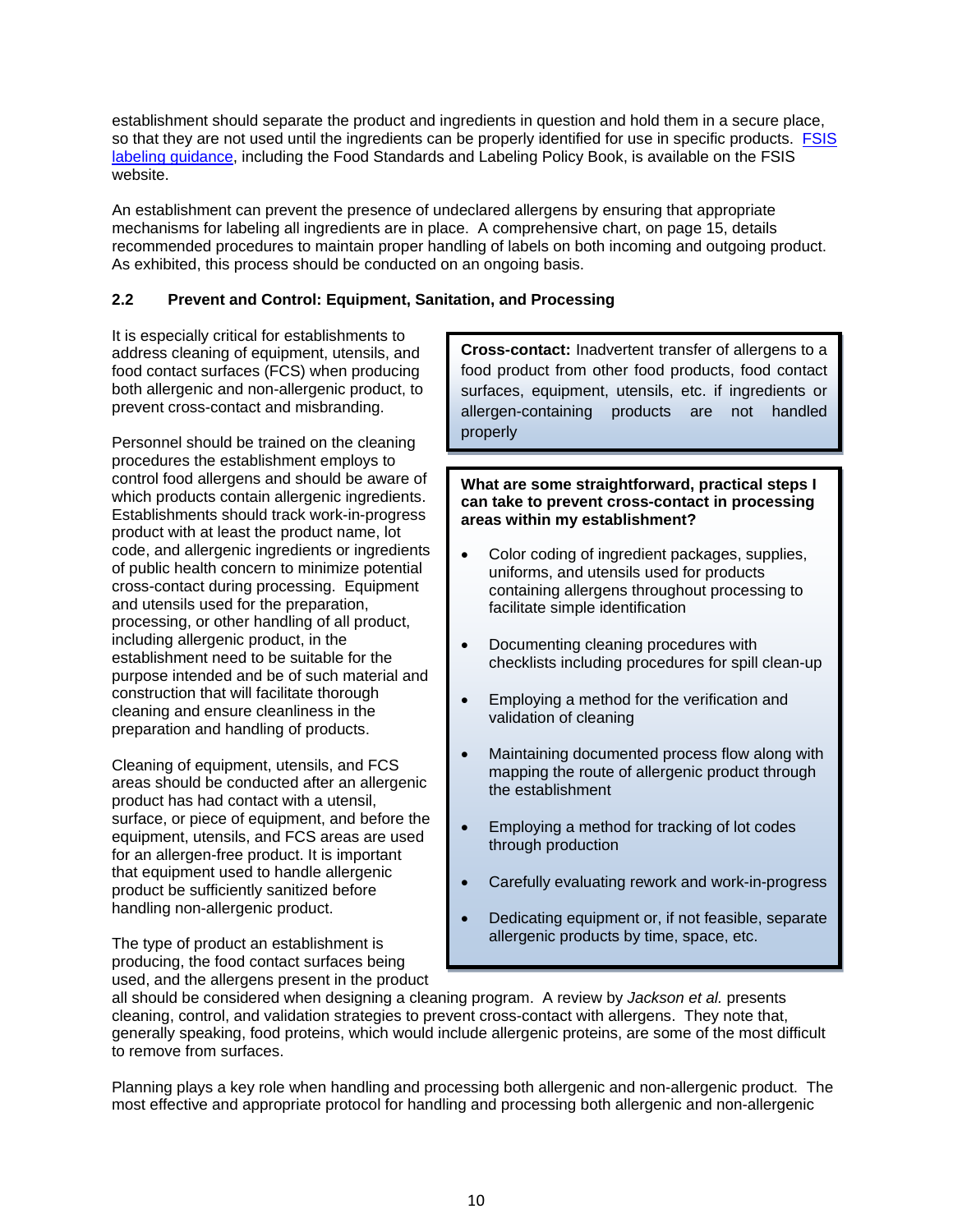establishment should separate the product and ingredients in question and hold them in a secure place, so that they are not used until the ingredients can be properly identified for use in specific products. [FSIS labeling guidance](), including the Food Standards and Labeling Policy Book, is available on the FSIS website.

An establishment can prevent the presence of undeclared allergens by ensuring that appropriate mechanisms for labeling all ingredients are in place. A comprehensive chart, on page 15, details recommended procedures to maintain proper handling of labels on both incoming and outgoing product. As exhibited, this process should be conducted on an ongoing basis.

## 2.2 Prevent and Control: Equipment, Sanitation, and Processing

It is especially critical for establishments to address cleaning of equipment, utensils, and food contact surfaces (FCS) when producing both allergenic and non-allergenic product, to prevent cross-contact and misbranding.

> **Cross-contact:** Inadvertent transfer of allergens to a food product from other food products, food contact surfaces, equipment, utensils, etc. if ingredients or allergen-containing products are not handled properly

Personnel should be trained on the cleaning procedures the establishment employs to control food allergens and should be aware of which products contain allergenic ingredients. Establishments should track work-in-progress product with at least the product name, lot code, and allergenic ingredients or ingredients of public health concern to minimize potential cross-contact during processing. Equipment and utensils used for the preparation, processing, or other handling of all product, including allergenic product, in the establishment need to be suitable for the purpose intended and be of such material and construction that will facilitate thorough cleaning and ensure cleanliness in the preparation and handling of products.

> **What are some straightforward, practical steps I can take to prevent cross-contact in processing areas within my establishment?**
>
> - Color coding of ingredient packages, supplies, uniforms, and utensils used for products containing allergens throughout processing to facilitate simple identification
> - Documenting cleaning procedures with checklists including procedures for spill clean-up
> - Employing a method for the verification and validation of cleaning
> - Maintaining documented process flow along with mapping the route of allergenic product through the establishment
> - Employing a method for tracking of lot codes through production
> - Carefully evaluating rework and work-in-progress
> - Dedicating equipment or, if not feasible, separate allergenic products by time, space, etc.

Cleaning of equipment, utensils, and FCS areas should be conducted after an allergenic product has had contact with a utensil, surface, or piece of equipment, and before the equipment, utensils, and FCS areas are used for an allergen-free product. It is important that equipment used to handle allergenic product be sufficiently sanitized before handling non-allergenic product.

The type of product an establishment is producing, the food contact surfaces being used, and the allergens present in the product all should be considered when designing a cleaning program. A review by *Jackson et al.* presents cleaning, control, and validation strategies to prevent cross-contact with allergens. They note that, generally speaking, food proteins, which would include allergenic proteins, are some of the most difficult to remove from surfaces.

Planning plays a key role when handling and processing both allergenic and non-allergenic product. The most effective and appropriate protocol for handling and processing both allergenic and non-allergenic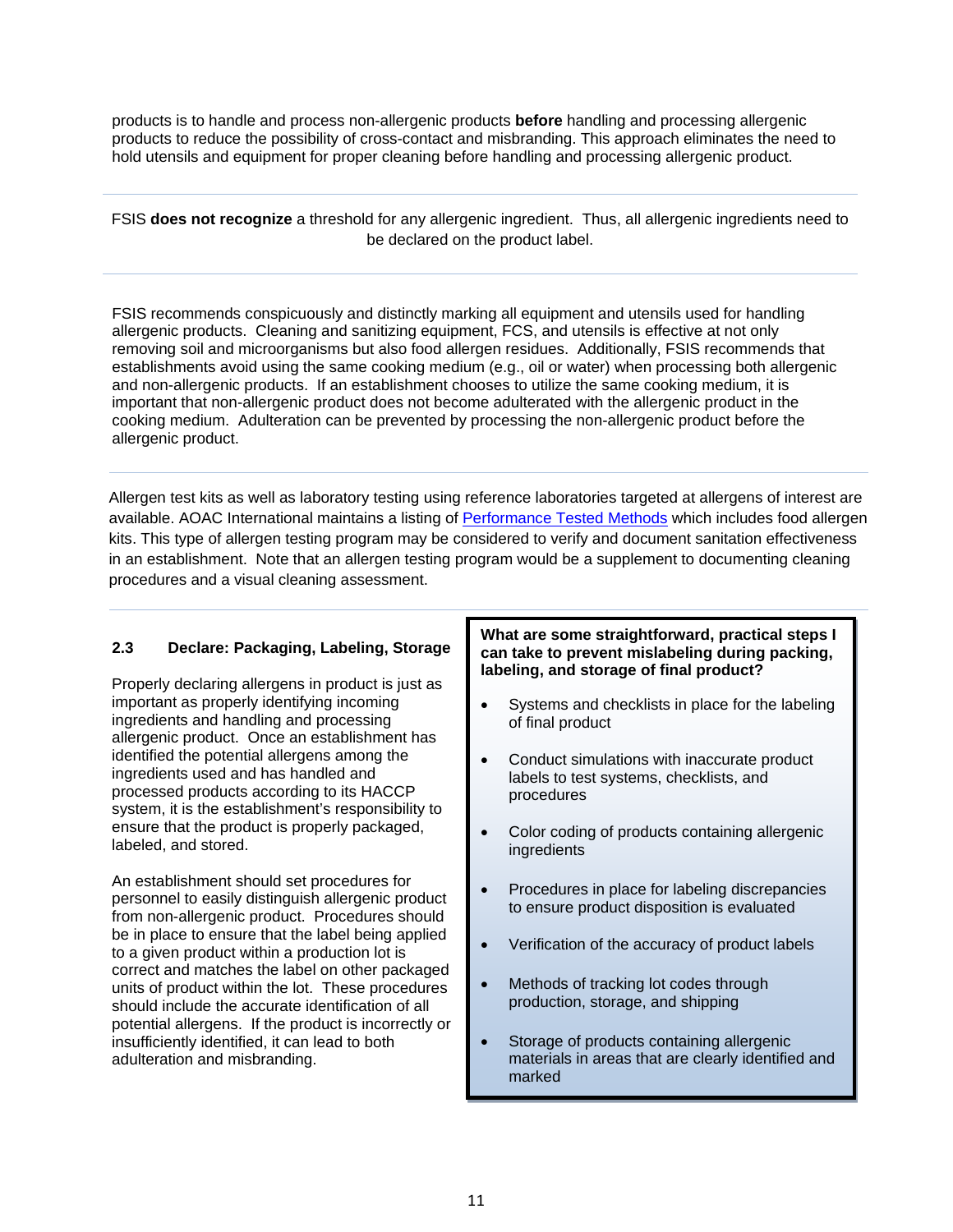products is to handle and process non-allergenic products **before** handling and processing allergenic products to reduce the possibility of cross-contact and misbranding. This approach eliminates the need to hold utensils and equipment for proper cleaning before handling and processing allergenic product.

---

FSIS **does not recognize** a threshold for any allergenic ingredient. Thus, all allergenic ingredients need to be declared on the product label.

---

FSIS recommends conspicuously and distinctly marking all equipment and utensils used for handling allergenic products. Cleaning and sanitizing equipment, FCS, and utensils is effective at not only removing soil and microorganisms but also food allergen residues. Additionally, FSIS recommends that establishments avoid using the same cooking medium (e.g., oil or water) when processing both allergenic and non-allergenic products. If an establishment chooses to utilize the same cooking medium, it is important that non-allergenic product does not become adulterated with the allergenic product in the cooking medium. Adulteration can be prevented by processing the non-allergenic product before the allergenic product.

---

Allergen test kits as well as laboratory testing using reference laboratories targeted at allergens of interest are available. AOAC International maintains a listing of Performance Tested Methods which includes food allergen kits. This type of allergen testing program may be considered to verify and document sanitation effectiveness in an establishment. Note that an allergen testing program would be a supplement to documenting cleaning procedures and a visual cleaning assessment.

---

### 2.3 Declare: Packaging, Labeling, Storage

Properly declaring allergens in product is just as important as properly identifying incoming ingredients and handling and processing allergenic product. Once an establishment has identified the potential allergens among the ingredients used and has handled and processed products according to its HACCP system, it is the establishment's responsibility to ensure that the product is properly packaged, labeled, and stored.

An establishment should set procedures for personnel to easily distinguish allergenic product from non-allergenic product. Procedures should be in place to ensure that the label being applied to a given product within a production lot is correct and matches the label on other packaged units of product within the lot. These procedures should include the accurate identification of all potential allergens. If the product is incorrectly or insufficiently identified, it can lead to both adulteration and misbranding.

**What are some straightforward, practical steps I can take to prevent mislabeling during packing, labeling, and storage of final product?**

- Systems and checklists in place for the labeling of final product
- Conduct simulations with inaccurate product labels to test systems, checklists, and procedures
- Color coding of products containing allergenic ingredients
- Procedures in place for labeling discrepancies to ensure product disposition is evaluated
- Verification of the accuracy of product labels
- Methods of tracking lot codes through production, storage, and shipping
- Storage of products containing allergenic materials in areas that are clearly identified and marked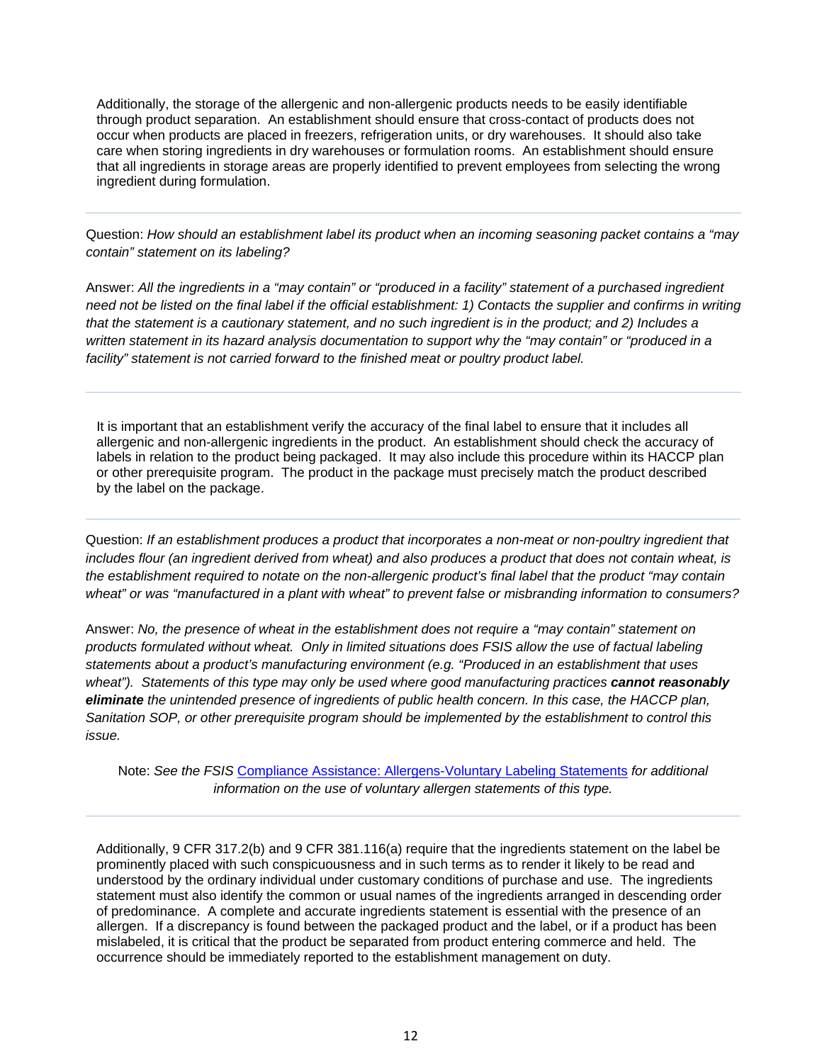Additionally, the storage of the allergenic and non-allergenic products needs to be easily identifiable through product separation. An establishment should ensure that cross-contact of products does not occur when products are placed in freezers, refrigeration units, or dry warehouses. It should also take care when storing ingredients in dry warehouses or formulation rooms. An establishment should ensure that all ingredients in storage areas are properly identified to prevent employees from selecting the wrong ingredient during formulation.

---

Question: *How should an establishment label its product when an incoming seasoning packet contains a "may contain" statement on its labeling?*

Answer: *All the ingredients in a "may contain" or "produced in a facility" statement of a purchased ingredient need not be listed on the final label if the official establishment: 1) Contacts the supplier and confirms in writing that the statement is a cautionary statement, and no such ingredient is in the product; and 2) Includes a written statement in its hazard analysis documentation to support why the "may contain" or "produced in a facility" statement is not carried forward to the finished meat or poultry product label.*

---

It is important that an establishment verify the accuracy of the final label to ensure that it includes all allergenic and non-allergenic ingredients in the product. An establishment should check the accuracy of labels in relation to the product being packaged. It may also include this procedure within its HACCP plan or other prerequisite program. The product in the package must precisely match the product described by the label on the package.

---

Question: *If an establishment produces a product that incorporates a non-meat or non-poultry ingredient that includes flour (an ingredient derived from wheat) and also produces a product that does not contain wheat, is the establishment required to notate on the non-allergenic product's final label that the product "may contain wheat" or was "manufactured in a plant with wheat" to prevent false or misbranding information to consumers?*

Answer: *No, the presence of wheat in the establishment does not require a "may contain" statement on products formulated without wheat. Only in limited situations does FSIS allow the use of factual labeling statements about a product's manufacturing environment (e.g. "Produced in an establishment that uses wheat"). Statements of this type may only be used where good manufacturing practices* ***cannot reasonably eliminate*** *the unintended presence of ingredients of public health concern. In this case, the HACCP plan, Sanitation SOP, or other prerequisite program should be implemented by the establishment to control this issue.*

Note: *See the FSIS* Compliance Assistance: Allergens-Voluntary Labeling Statements *for additional information on the use of voluntary allergen statements of this type.*

---

Additionally, 9 CFR 317.2(b) and 9 CFR 381.116(a) require that the ingredients statement on the label be prominently placed with such conspicuousness and in such terms as to render it likely to be read and understood by the ordinary individual under customary conditions of purchase and use. The ingredients statement must also identify the common or usual names of the ingredients arranged in descending order of predominance. A complete and accurate ingredients statement is essential with the presence of an allergen. If a discrepancy is found between the packaged product and the label, or if a product has been mislabeled, it is critical that the product be separated from product entering commerce and held. The occurrence should be immediately reported to the establishment management on duty.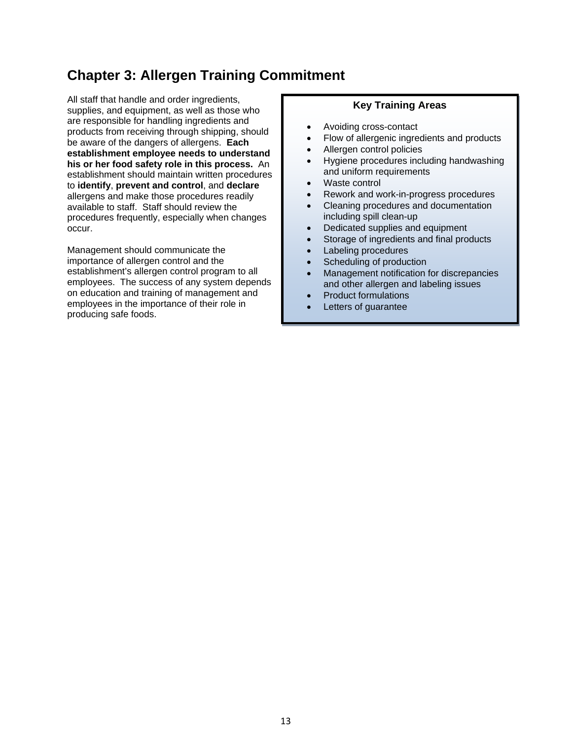# Chapter 3: Allergen Training Commitment

All staff that handle and order ingredients, supplies, and equipment, as well as those who are responsible for handling ingredients and products from receiving through shipping, should be aware of the dangers of allergens. **Each establishment employee needs to understand his or her food safety role in this process.** An establishment should maintain written procedures to **identify**, **prevent and control**, and **declare** allergens and make those procedures readily available to staff. Staff should review the procedures frequently, especially when changes occur.

Management should communicate the importance of allergen control and the establishment's allergen control program to all employees. The success of any system depends on education and training of management and employees in the importance of their role in producing safe foods.

**Key Training Areas**

- Avoiding cross-contact
- Flow of allergenic ingredients and products
- Allergen control policies
- Hygiene procedures including handwashing and uniform requirements
- Waste control
- Rework and work-in-progress procedures
- Cleaning procedures and documentation including spill clean-up
- Dedicated supplies and equipment
- Storage of ingredients and final products
- Labeling procedures
- Scheduling of production
- Management notification for discrepancies and other allergen and labeling issues
- Product formulations
- Letters of guarantee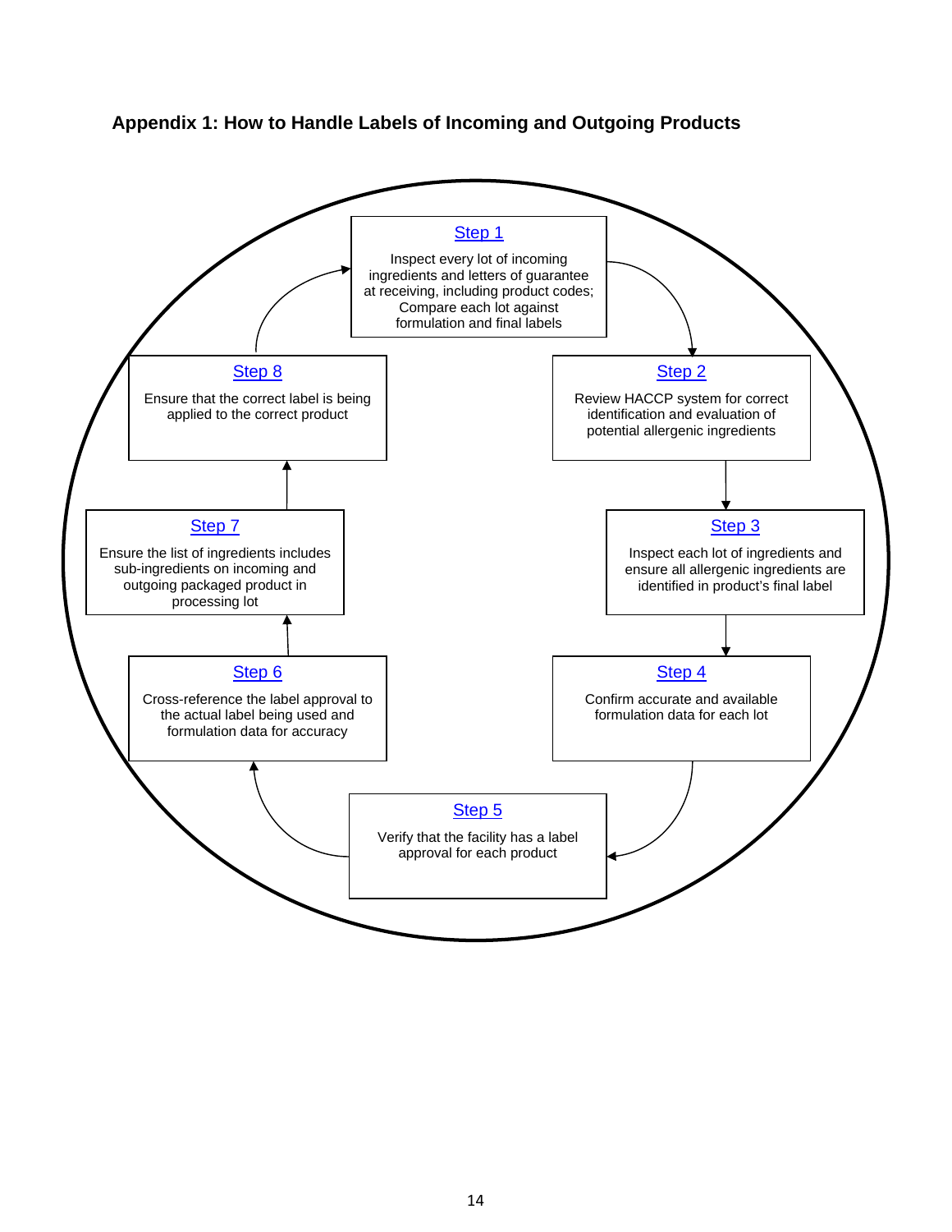### Appendix 1: How to Handle Labels of Incoming and Outgoing Products

**Step 1**

Inspect every lot of incoming ingredients and letters of guarantee at receiving, including product codes; Compare each lot against formulation and final labels

**Step 2**

Review HACCP system for correct identification and evaluation of potential allergenic ingredients

**Step 3**

Inspect each lot of ingredients and ensure all allergenic ingredients are identified in product's final label

**Step 4**

Confirm accurate and available formulation data for each lot

**Step 5**

Verify that the facility has a label approval for each product

**Step 6**

Cross-reference the label approval to the actual label being used and formulation data for accuracy

**Step 7**

Ensure the list of ingredients includes sub-ingredients on incoming and outgoing packaged product in processing lot

**Step 8**

Ensure that the correct label is being applied to the correct product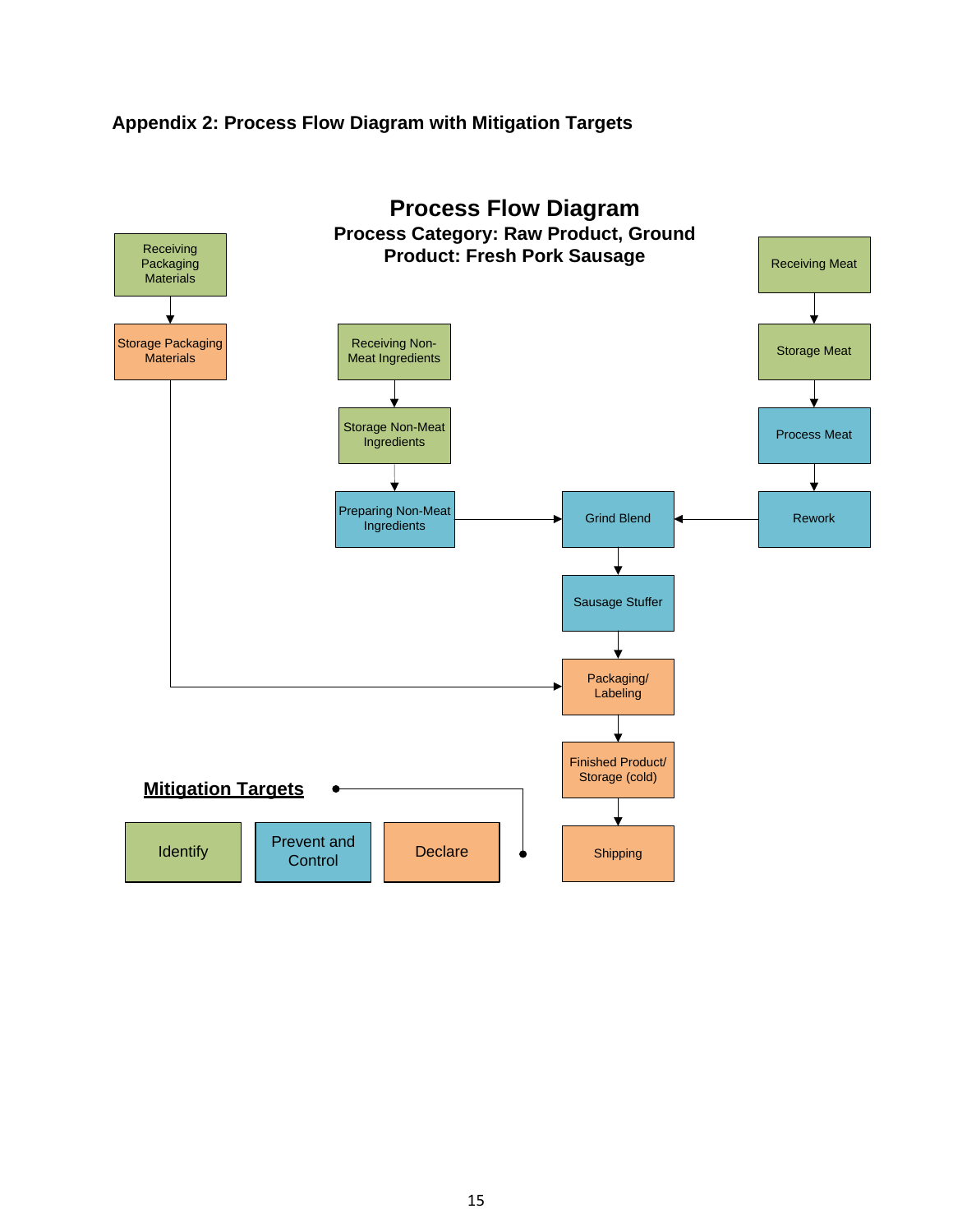## Appendix 2: Process Flow Diagram with Mitigation Targets

### Process Flow Diagram

**Process Category: Raw Product, Ground**

**Product: Fresh Pork Sausage**

Receiving Packaging Materials → Storage Packaging Materials → Packaging/ Labeling

Receiving Non-Meat Ingredients → Storage Non-Meat Ingredients → Preparing Non-Meat Ingredients → Grind Blend

Receiving Meat → Storage Meat → Process Meat → Rework → Grind Blend

Grind Blend → Sausage Stuffer → Packaging/ Labeling → Finished Product/ Storage (cold) → Shipping

**Mitigation Targets**

Identify

Prevent and Control

Declare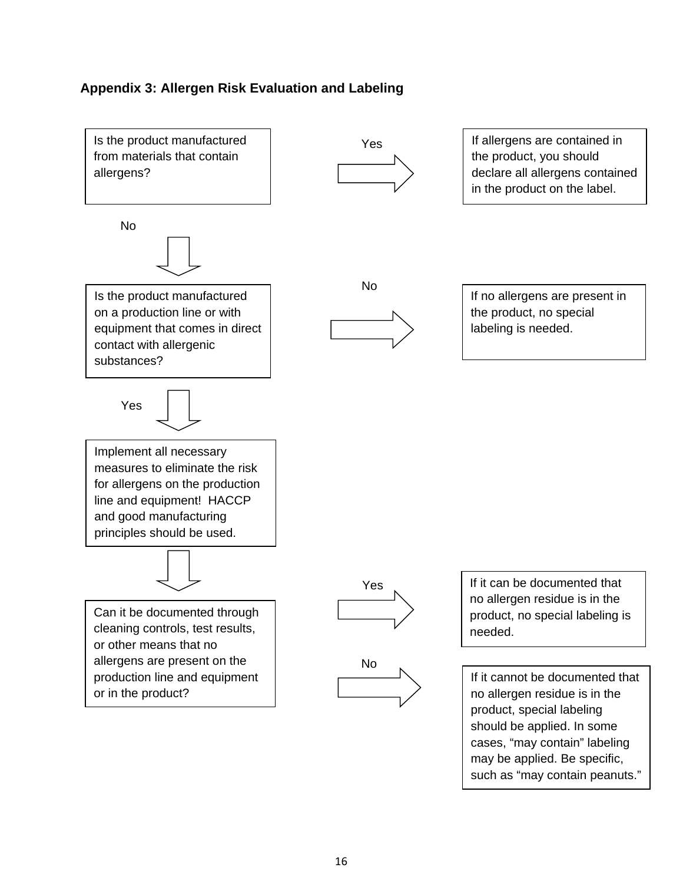## Appendix 3: Allergen Risk Evaluation and Labeling

Is the product manufactured from materials that contain allergens?

**Yes** → If allergens are contained in the product, you should declare all allergens contained in the product on the label.

**No** ↓

Is the product manufactured on a production line or with equipment that comes in direct contact with allergenic substances?

**No** → If no allergens are present in the product, no special labeling is needed.

**Yes** ↓

Implement all necessary measures to eliminate the risk for allergens on the production line and equipment! HACCP and good manufacturing principles should be used.

↓

Can it be documented through cleaning controls, test results, or other means that no allergens are present on the production line and equipment or in the product?

**Yes** → If it can be documented that no allergen residue is in the product, no special labeling is needed.

**No** → If it cannot be documented that no allergen residue is in the product, special labeling should be applied. In some cases, "may contain" labeling may be applied. Be specific, such as "may contain peanuts."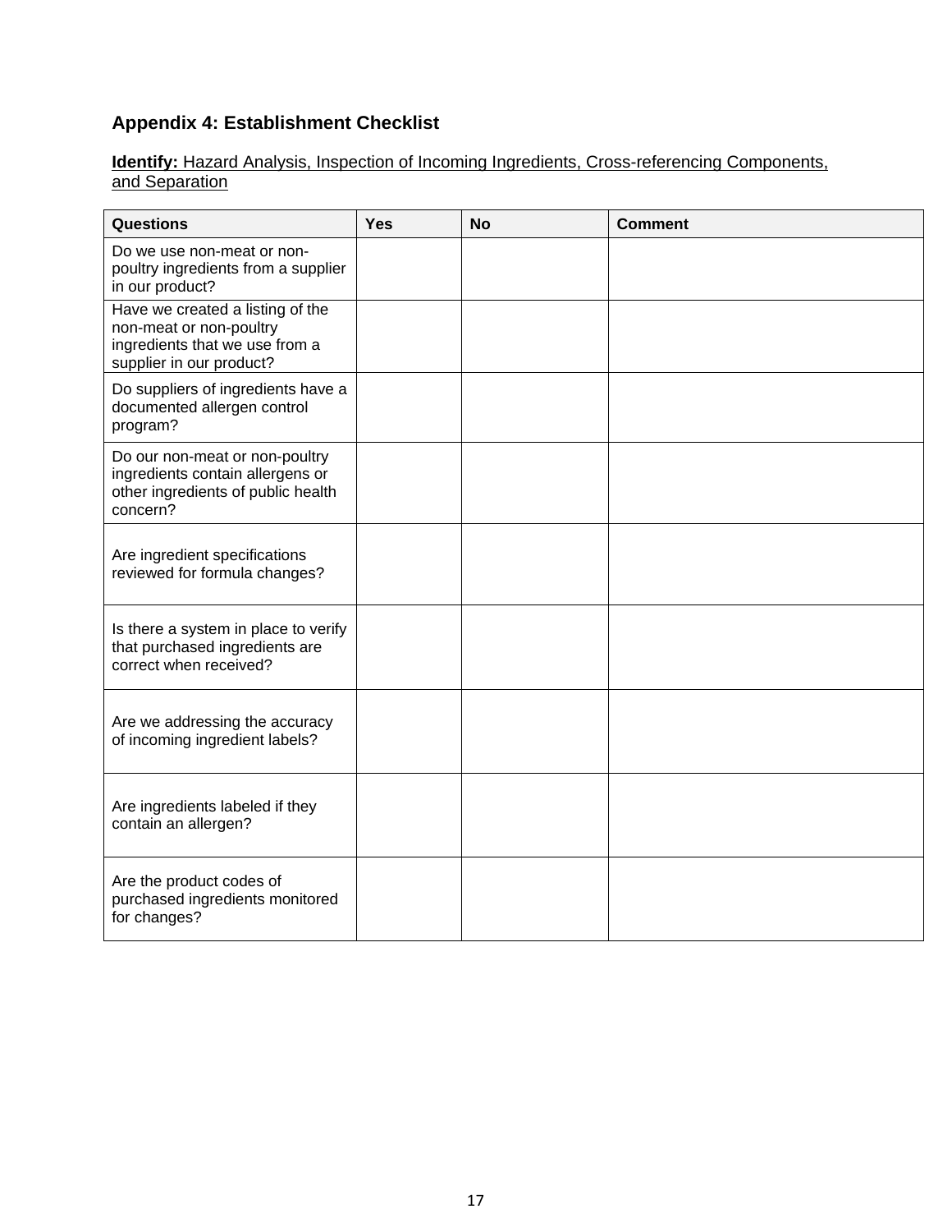## Appendix 4: Establishment Checklist

**Identify:** Hazard Analysis, Inspection of Incoming Ingredients, Cross-referencing Components, and Separation

| Questions | Yes | No | Comment |
|---|---|---|---|
| Do we use non-meat or non-poultry ingredients from a supplier in our product? | | | |
| Have we created a listing of the non-meat or non-poultry ingredients that we use from a supplier in our product? | | | |
| Do suppliers of ingredients have a documented allergen control program? | | | |
| Do our non-meat or non-poultry ingredients contain allergens or other ingredients of public health concern? | | | |
| Are ingredient specifications reviewed for formula changes? | | | |
| Is there a system in place to verify that purchased ingredients are correct when received? | | | |
| Are we addressing the accuracy of incoming ingredient labels? | | | |
| Are ingredients labeled if they contain an allergen? | | | |
| Are the product codes of purchased ingredients monitored for changes? | | | |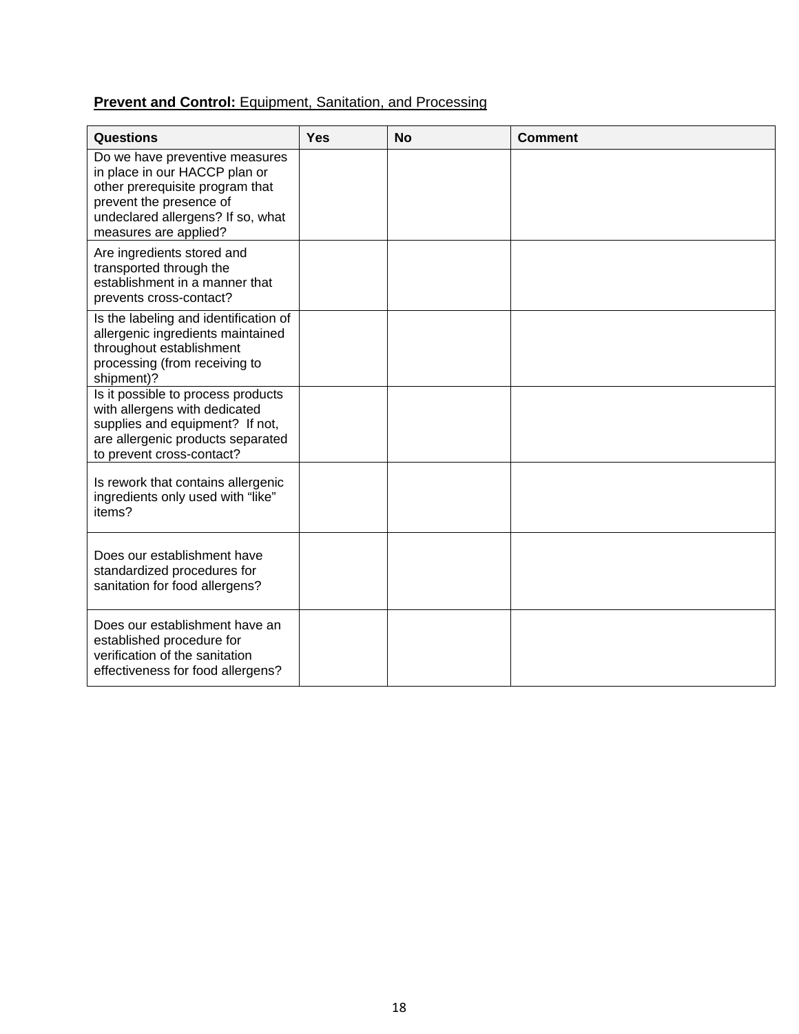**Prevent and Control:** Equipment, Sanitation, and Processing

| Questions | Yes | No | Comment |
|---|---|---|---|
| Do we have preventive measures in place in our HACCP plan or other prerequisite program that prevent the presence of undeclared allergens? If so, what measures are applied? | | | |
| Are ingredients stored and transported through the establishment in a manner that prevents cross-contact? | | | |
| Is the labeling and identification of allergenic ingredients maintained throughout establishment processing (from receiving to shipment)? | | | |
| Is it possible to process products with allergens with dedicated supplies and equipment? If not, are allergenic products separated to prevent cross-contact? | | | |
| Is rework that contains allergenic ingredients only used with “like” items? | | | |
| Does our establishment have standardized procedures for sanitation for food allergens? | | | |
| Does our establishment have an established procedure for verification of the sanitation effectiveness for food allergens? | | | |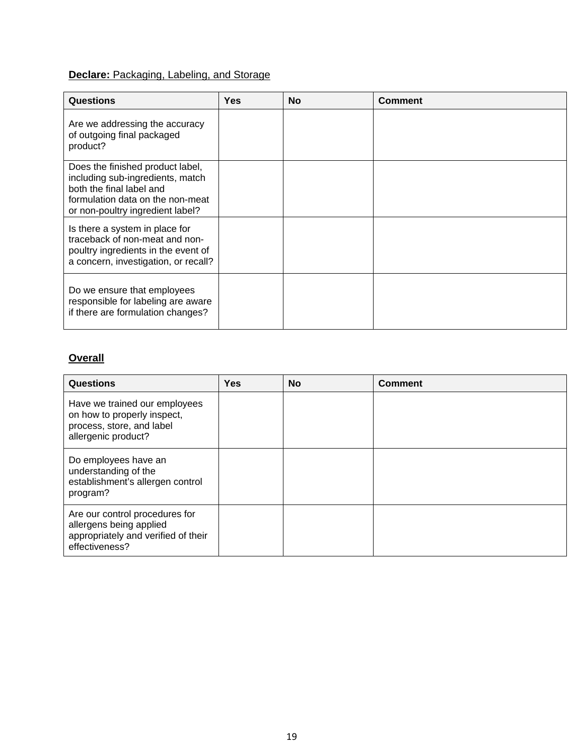**Declare:** Packaging, Labeling, and Storage

| Questions | Yes | No | Comment |
|---|---|---|---|
| Are we addressing the accuracy of outgoing final packaged product? | | | |
| Does the finished product label, including sub-ingredients, match both the final label and formulation data on the non-meat or non-poultry ingredient label? | | | |
| Is there a system in place for traceback of non-meat and non-poultry ingredients in the event of a concern, investigation, or recall? | | | |
| Do we ensure that employees responsible for labeling are aware if there are formulation changes? | | | |

**Overall**

| Questions | Yes | No | Comment |
|---|---|---|---|
| Have we trained our employees on how to properly inspect, process, store, and label allergenic product? | | | |
| Do employees have an understanding of the establishment's allergen control program? | | | |
| Are our control procedures for allergens being applied appropriately and verified of their effectiveness? | | | |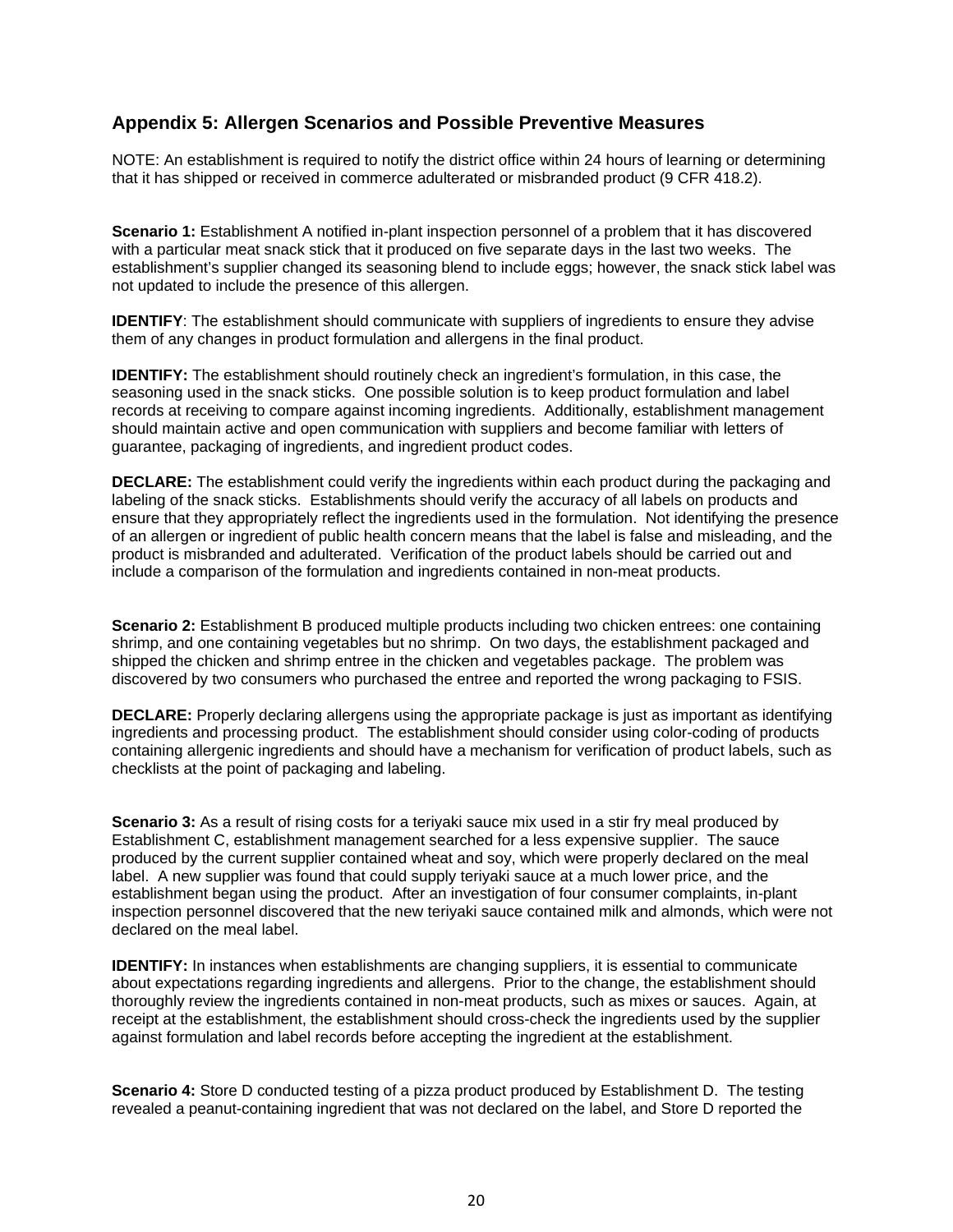## Appendix 5: Allergen Scenarios and Possible Preventive Measures

NOTE: An establishment is required to notify the district office within 24 hours of learning or determining that it has shipped or received in commerce adulterated or misbranded product (9 CFR 418.2).

**Scenario 1:** Establishment A notified in-plant inspection personnel of a problem that it has discovered with a particular meat snack stick that it produced on five separate days in the last two weeks. The establishment's supplier changed its seasoning blend to include eggs; however, the snack stick label was not updated to include the presence of this allergen.

**IDENTIFY**: The establishment should communicate with suppliers of ingredients to ensure they advise them of any changes in product formulation and allergens in the final product.

**IDENTIFY:** The establishment should routinely check an ingredient's formulation, in this case, the seasoning used in the snack sticks. One possible solution is to keep product formulation and label records at receiving to compare against incoming ingredients. Additionally, establishment management should maintain active and open communication with suppliers and become familiar with letters of guarantee, packaging of ingredients, and ingredient product codes.

**DECLARE:** The establishment could verify the ingredients within each product during the packaging and labeling of the snack sticks. Establishments should verify the accuracy of all labels on products and ensure that they appropriately reflect the ingredients used in the formulation. Not identifying the presence of an allergen or ingredient of public health concern means that the label is false and misleading, and the product is misbranded and adulterated. Verification of the product labels should be carried out and include a comparison of the formulation and ingredients contained in non-meat products.

**Scenario 2:** Establishment B produced multiple products including two chicken entrees: one containing shrimp, and one containing vegetables but no shrimp. On two days, the establishment packaged and shipped the chicken and shrimp entree in the chicken and vegetables package. The problem was discovered by two consumers who purchased the entree and reported the wrong packaging to FSIS.

**DECLARE:** Properly declaring allergens using the appropriate package is just as important as identifying ingredients and processing product. The establishment should consider using color-coding of products containing allergenic ingredients and should have a mechanism for verification of product labels, such as checklists at the point of packaging and labeling.

**Scenario 3:** As a result of rising costs for a teriyaki sauce mix used in a stir fry meal produced by Establishment C, establishment management searched for a less expensive supplier. The sauce produced by the current supplier contained wheat and soy, which were properly declared on the meal label. A new supplier was found that could supply teriyaki sauce at a much lower price, and the establishment began using the product. After an investigation of four consumer complaints, in-plant inspection personnel discovered that the new teriyaki sauce contained milk and almonds, which were not declared on the meal label.

**IDENTIFY:** In instances when establishments are changing suppliers, it is essential to communicate about expectations regarding ingredients and allergens. Prior to the change, the establishment should thoroughly review the ingredients contained in non-meat products, such as mixes or sauces. Again, at receipt at the establishment, the establishment should cross-check the ingredients used by the supplier against formulation and label records before accepting the ingredient at the establishment.

**Scenario 4:** Store D conducted testing of a pizza product produced by Establishment D. The testing revealed a peanut-containing ingredient that was not declared on the label, and Store D reported the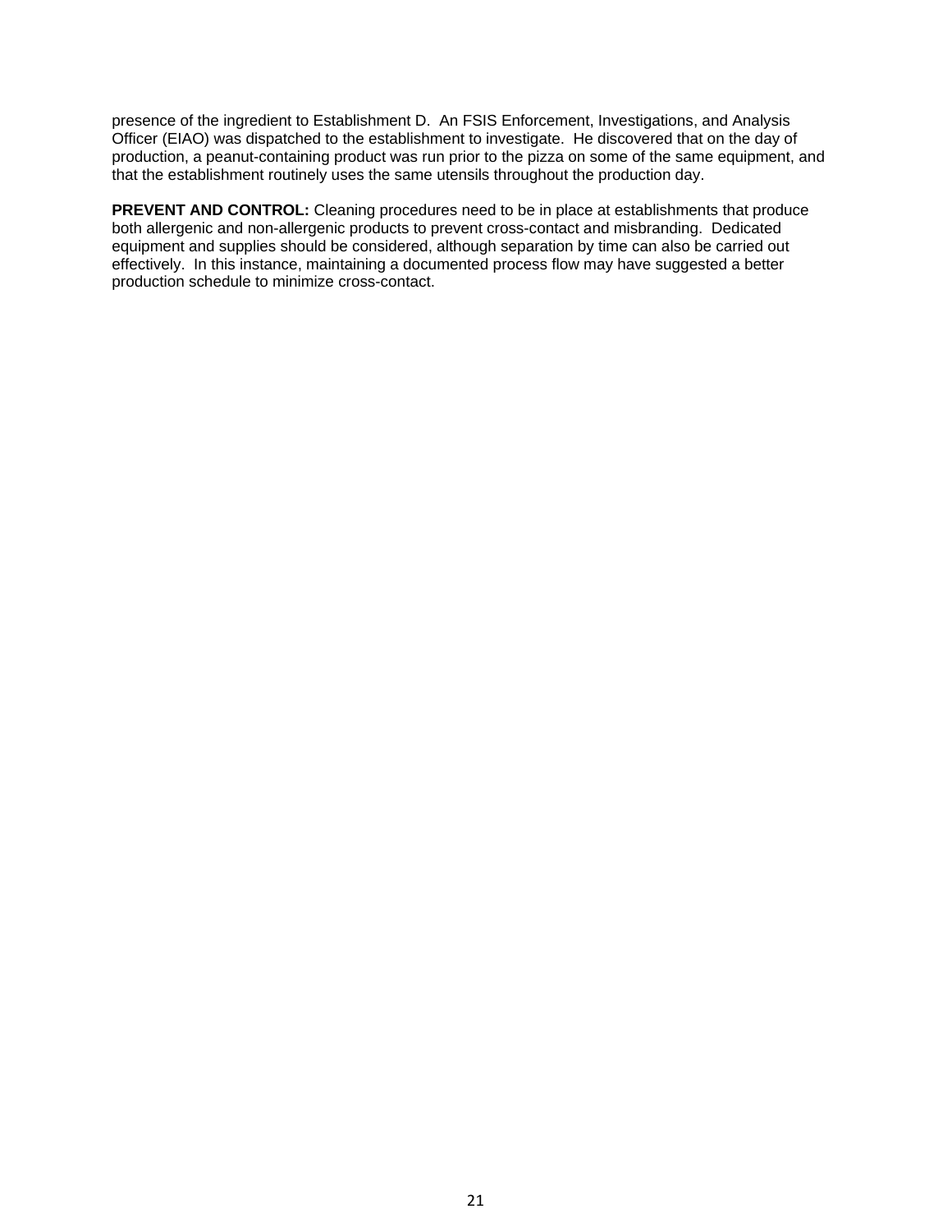presence of the ingredient to Establishment D. An FSIS Enforcement, Investigations, and Analysis Officer (EIAO) was dispatched to the establishment to investigate. He discovered that on the day of production, a peanut-containing product was run prior to the pizza on some of the same equipment, and that the establishment routinely uses the same utensils throughout the production day.

**PREVENT AND CONTROL:** Cleaning procedures need to be in place at establishments that produce both allergenic and non-allergenic products to prevent cross-contact and misbranding. Dedicated equipment and supplies should be considered, although separation by time can also be carried out effectively. In this instance, maintaining a documented process flow may have suggested a better production schedule to minimize cross-contact.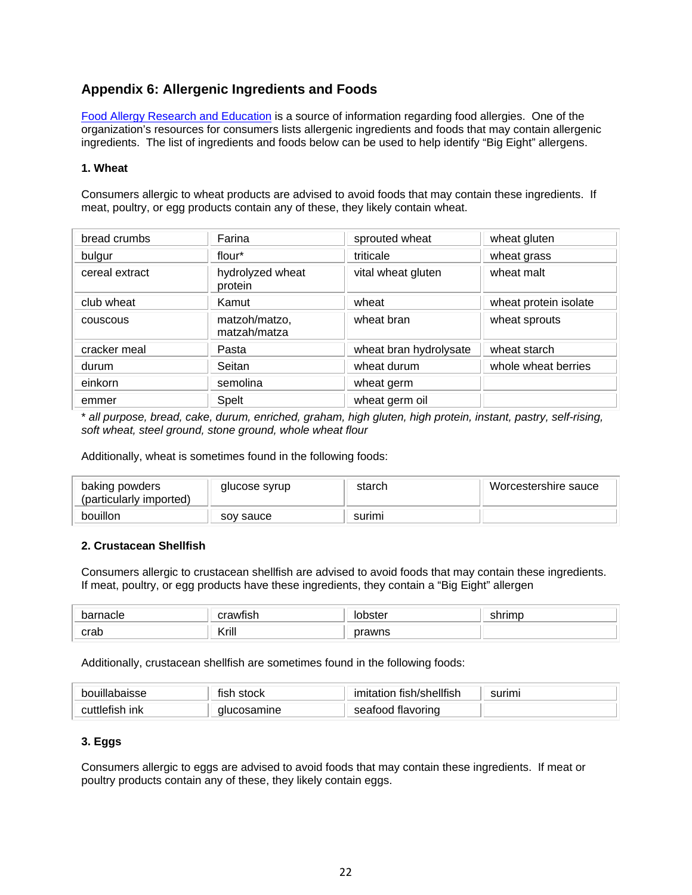## Appendix 6: Allergenic Ingredients and Foods

[Food Allergy Research and Education] is a source of information regarding food allergies. One of the organization's resources for consumers lists allergenic ingredients and foods that may contain allergenic ingredients. The list of ingredients and foods below can be used to help identify "Big Eight" allergens.

### 1. Wheat

Consumers allergic to wheat products are advised to avoid foods that may contain these ingredients. If meat, poultry, or egg products contain any of these, they likely contain wheat.

| | | | |
|---|---|---|---|
| bread crumbs | Farina | sprouted wheat | wheat gluten |
| bulgur | flour* | triticale | wheat grass |
| cereal extract | hydrolyzed wheat protein | vital wheat gluten | wheat malt |
| club wheat | Kamut | wheat | wheat protein isolate |
| couscous | matzoh/matzo, matzah/matza | wheat bran | wheat sprouts |
| cracker meal | Pasta | wheat bran hydrolysate | wheat starch |
| durum | Seitan | wheat durum | whole wheat berries |
| einkorn | semolina | wheat germ | |
| emmer | Spelt | wheat germ oil | |

* *all purpose, bread, cake, durum, enriched, graham, high gluten, high protein, instant, pastry, self-rising, soft wheat, steel ground, stone ground, whole wheat flour*

Additionally, wheat is sometimes found in the following foods:

| | | | |
|---|---|---|---|
| baking powders (particularly imported) | glucose syrup | starch | Worcestershire sauce |
| bouillon | soy sauce | surimi | |

### 2. Crustacean Shellfish

Consumers allergic to crustacean shellfish are advised to avoid foods that may contain these ingredients. If meat, poultry, or egg products have these ingredients, they contain a "Big Eight" allergen

| | | | |
|---|---|---|---|
| barnacle | crawfish | lobster | shrimp |
| crab | Krill | prawns | |

Additionally, crustacean shellfish are sometimes found in the following foods:

| | | | |
|---|---|---|---|
| bouillabaisse | fish stock | imitation fish/shellfish | surimi |
| cuttlefish ink | glucosamine | seafood flavoring | |

### 3. Eggs

Consumers allergic to eggs are advised to avoid foods that may contain these ingredients. If meat or poultry products contain any of these, they likely contain eggs.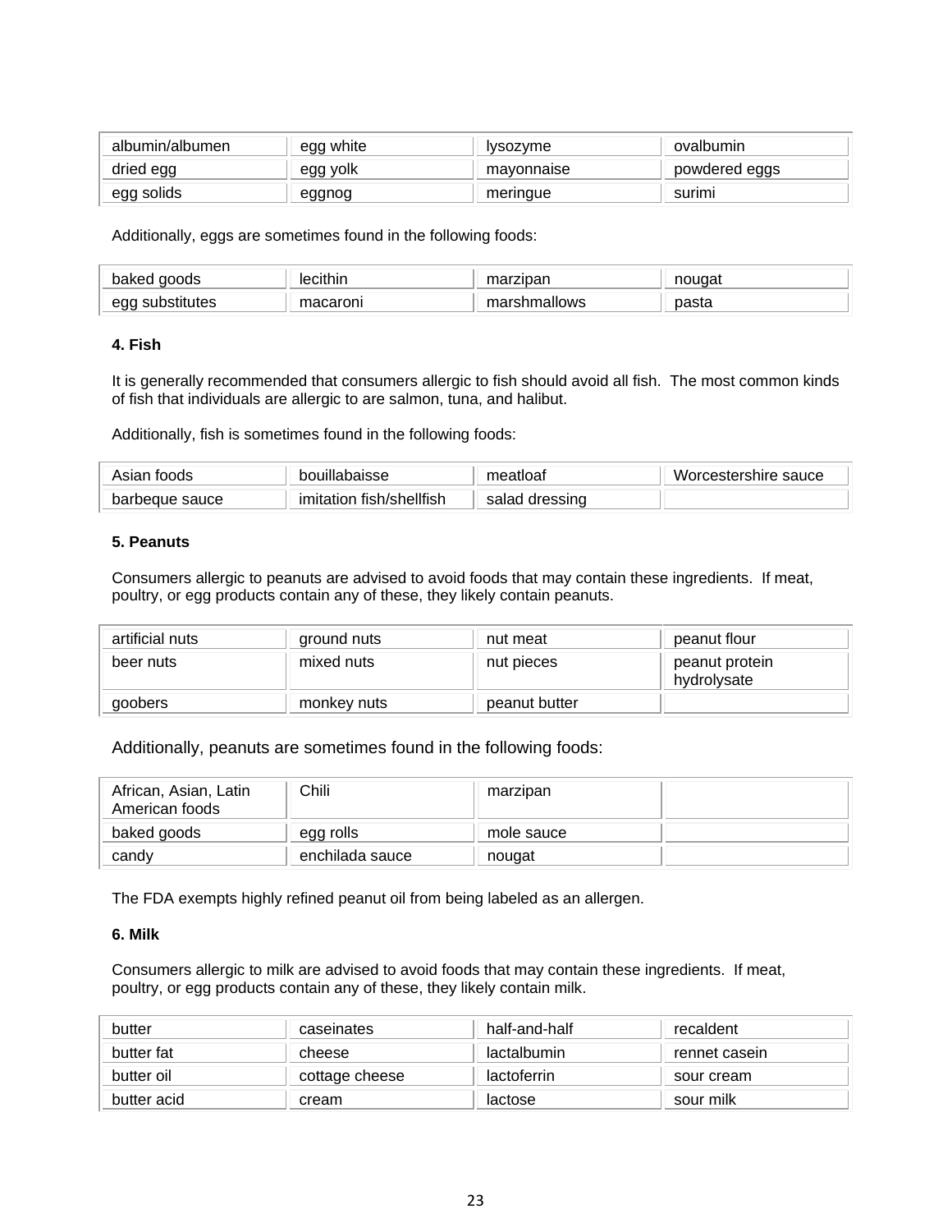| albumin/albumen | egg white | lysozyme | ovalbumin |
|---|---|---|---|
| dried egg | egg yolk | mayonnaise | powdered eggs |
| egg solids | eggnog | meringue | surimi |

Additionally, eggs are sometimes found in the following foods:

| baked goods | lecithin | marzipan | nougat |
|---|---|---|---|
| egg substitutes | macaroni | marshmallows | pasta |

**4. Fish**

It is generally recommended that consumers allergic to fish should avoid all fish. The most common kinds of fish that individuals are allergic to are salmon, tuna, and halibut.

Additionally, fish is sometimes found in the following foods:

| Asian foods | bouillabaisse | meatloaf | Worcestershire sauce |
|---|---|---|---|
| barbeque sauce | imitation fish/shellfish | salad dressing | |

**5. Peanuts**

Consumers allergic to peanuts are advised to avoid foods that may contain these ingredients. If meat, poultry, or egg products contain any of these, they likely contain peanuts.

| artificial nuts | ground nuts | nut meat | peanut flour |
|---|---|---|---|
| beer nuts | mixed nuts | nut pieces | peanut protein hydrolysate |
| goobers | monkey nuts | peanut butter | |

Additionally, peanuts are sometimes found in the following foods:

| African, Asian, Latin American foods | Chili | marzipan | |
|---|---|---|---|
| baked goods | egg rolls | mole sauce | |
| candy | enchilada sauce | nougat | |

The FDA exempts highly refined peanut oil from being labeled as an allergen.

**6. Milk**

Consumers allergic to milk are advised to avoid foods that may contain these ingredients. If meat, poultry, or egg products contain any of these, they likely contain milk.

| butter | caseinates | half-and-half | recaldent |
|---|---|---|---|
| butter fat | cheese | lactalbumin | rennet casein |
| butter oil | cottage cheese | lactoferrin | sour cream |
| butter acid | cream | lactose | sour milk |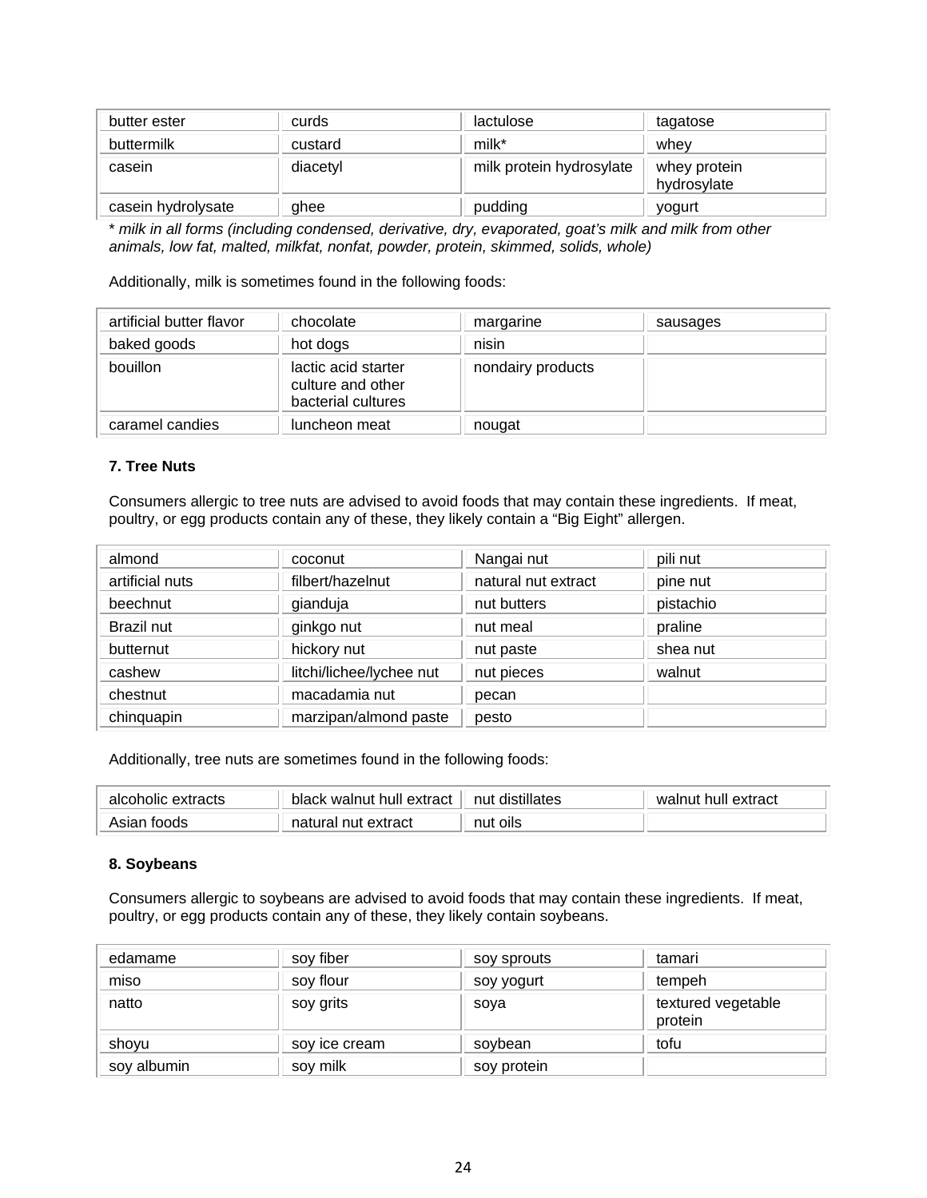| butter ester | curds | lactulose | tagatose |
|---|---|---|---|
| buttermilk | custard | milk* | whey |
| casein | diacetyl | milk protein hydrosylate | whey protein hydrosylate |
| casein hydrolysate | ghee | pudding | yogurt |

*\* milk in all forms (including condensed, derivative, dry, evaporated, goat's milk and milk from other animals, low fat, malted, milkfat, nonfat, powder, protein, skimmed, solids, whole)*

Additionally, milk is sometimes found in the following foods:

| artificial butter flavor | chocolate | margarine | sausages |
|---|---|---|---|
| baked goods | hot dogs | nisin | |
| bouillon | lactic acid starter culture and other bacterial cultures | nondairy products | |
| caramel candies | luncheon meat | nougat | |

**7. Tree Nuts**

Consumers allergic to tree nuts are advised to avoid foods that may contain these ingredients. If meat, poultry, or egg products contain any of these, they likely contain a "Big Eight" allergen.

| almond | coconut | Nangai nut | pili nut |
|---|---|---|---|
| artificial nuts | filbert/hazelnut | natural nut extract | pine nut |
| beechnut | gianduja | nut butters | pistachio |
| Brazil nut | ginkgo nut | nut meal | praline |
| butternut | hickory nut | nut paste | shea nut |
| cashew | litchi/lichee/lychee nut | nut pieces | walnut |
| chestnut | macadamia nut | pecan | |
| chinquapin | marzipan/almond paste | pesto | |

Additionally, tree nuts are sometimes found in the following foods:

| alcoholic extracts | black walnut hull extract | nut distillates | walnut hull extract |
|---|---|---|---|
| Asian foods | natural nut extract | nut oils | |

**8. Soybeans**

Consumers allergic to soybeans are advised to avoid foods that may contain these ingredients. If meat, poultry, or egg products contain any of these, they likely contain soybeans.

| edamame | soy fiber | soy sprouts | tamari |
|---|---|---|---|
| miso | soy flour | soy yogurt | tempeh |
| natto | soy grits | soya | textured vegetable protein |
| shoyu | soy ice cream | soybean | tofu |
| soy albumin | soy milk | soy protein | |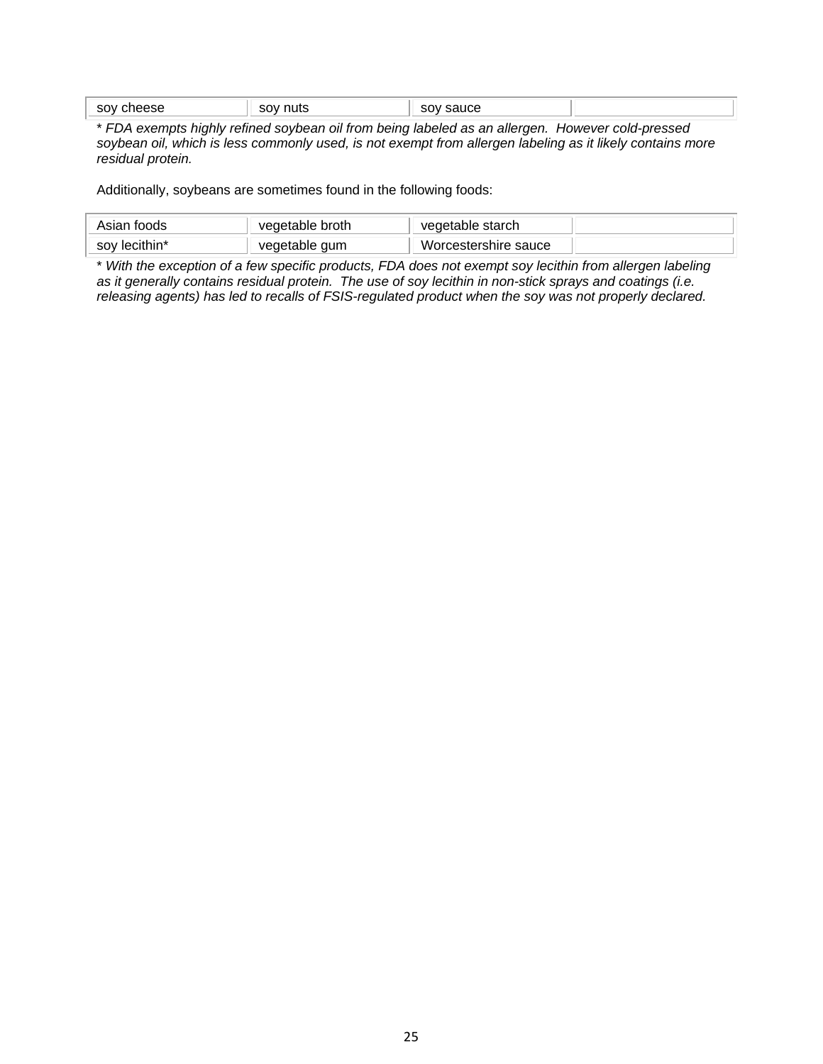| soy cheese | soy nuts | soy sauce | |
|---|---|---|---|

*\* FDA exempts highly refined soybean oil from being labeled as an allergen. However cold-pressed soybean oil, which is less commonly used, is not exempt from allergen labeling as it likely contains more residual protein.*

Additionally, soybeans are sometimes found in the following foods:

| Asian foods | vegetable broth | vegetable starch | |
|---|---|---|---|
| soy lecithin* | vegetable gum | Worcestershire sauce | |

*\* With the exception of a few specific products, FDA does not exempt soy lecithin from allergen labeling as it generally contains residual protein. The use of soy lecithin in non-stick sprays and coatings (i.e. releasing agents) has led to recalls of FSIS-regulated product when the soy was not properly declared.*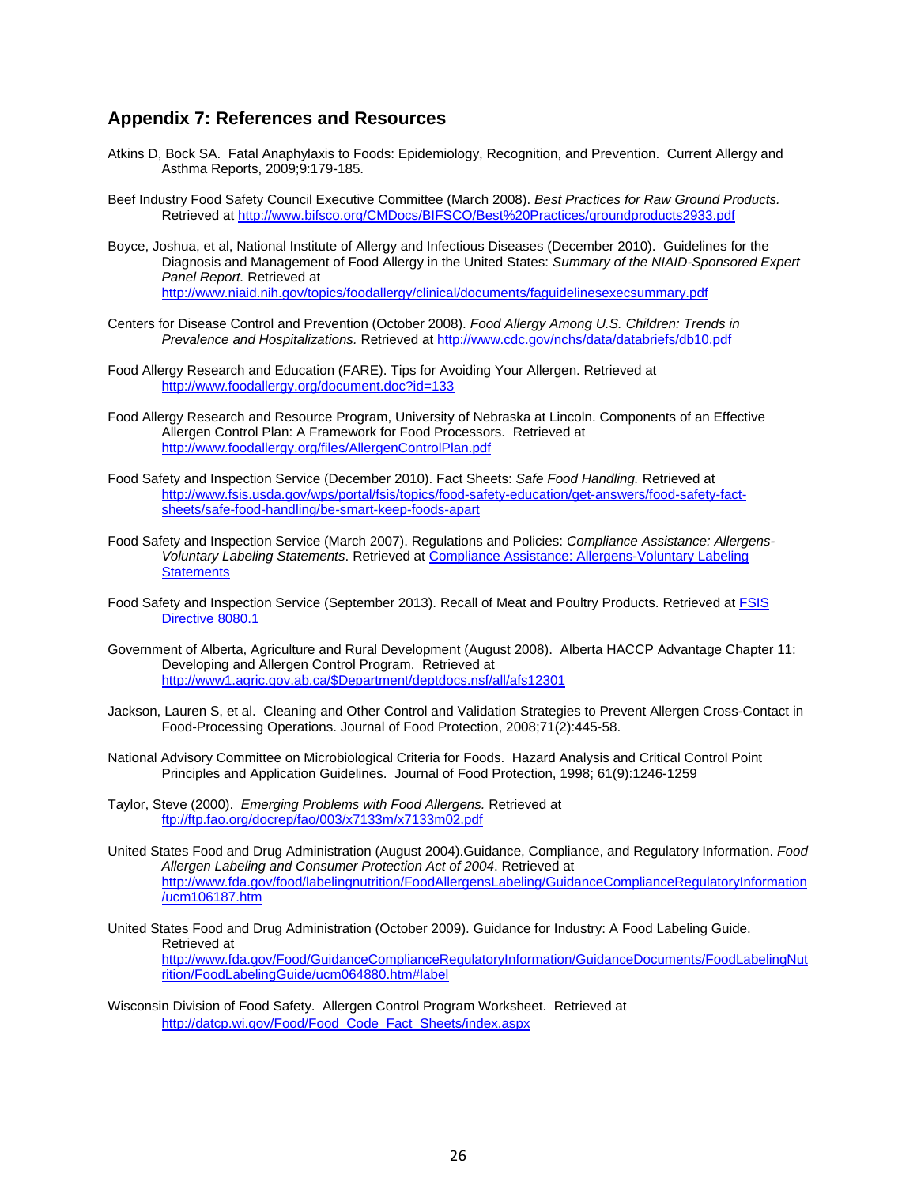## Appendix 7: References and Resources

Atkins D, Bock SA. Fatal Anaphylaxis to Foods: Epidemiology, Recognition, and Prevention. Current Allergy and Asthma Reports, 2009;9:179-185.

Beef Industry Food Safety Council Executive Committee (March 2008). *Best Practices for Raw Ground Products.* Retrieved at http://www.bifsco.org/CMDocs/BIFSCO/Best%20Practices/groundproducts2933.pdf

Boyce, Joshua, et al, National Institute of Allergy and Infectious Diseases (December 2010). Guidelines for the Diagnosis and Management of Food Allergy in the United States: *Summary of the NIAID-Sponsored Expert Panel Report.* Retrieved at http://www.niaid.nih.gov/topics/foodallergy/clinical/documents/faguidelinesexecsummary.pdf

Centers for Disease Control and Prevention (October 2008). *Food Allergy Among U.S. Children: Trends in Prevalence and Hospitalizations.* Retrieved at http://www.cdc.gov/nchs/data/databriefs/db10.pdf

Food Allergy Research and Education (FARE). Tips for Avoiding Your Allergen. Retrieved at http://www.foodallergy.org/document.doc?id=133

Food Allergy Research and Resource Program, University of Nebraska at Lincoln. Components of an Effective Allergen Control Plan: A Framework for Food Processors. Retrieved at http://www.foodallergy.org/files/AllergenControlPlan.pdf

Food Safety and Inspection Service (December 2010). Fact Sheets: *Safe Food Handling.* Retrieved at http://www.fsis.usda.gov/wps/portal/fsis/topics/food-safety-education/get-answers/food-safety-fact-sheets/safe-food-handling/be-smart-keep-foods-apart

Food Safety and Inspection Service (March 2007). Regulations and Policies: *Compliance Assistance: Allergens-Voluntary Labeling Statements*. Retrieved at Compliance Assistance: Allergens-Voluntary Labeling Statements

Food Safety and Inspection Service (September 2013). Recall of Meat and Poultry Products. Retrieved at FSIS Directive 8080.1

Government of Alberta, Agriculture and Rural Development (August 2008). Alberta HACCP Advantage Chapter 11: Developing and Allergen Control Program. Retrieved at http://www1.agric.gov.ab.ca/$Department/deptdocs.nsf/all/afs12301

Jackson, Lauren S, et al. Cleaning and Other Control and Validation Strategies to Prevent Allergen Cross-Contact in Food-Processing Operations. Journal of Food Protection, 2008;71(2):445-58.

National Advisory Committee on Microbiological Criteria for Foods. Hazard Analysis and Critical Control Point Principles and Application Guidelines. Journal of Food Protection, 1998; 61(9):1246-1259

Taylor, Steve (2000). *Emerging Problems with Food Allergens.* Retrieved at ftp://ftp.fao.org/docrep/fao/003/x7133m/x7133m02.pdf

United States Food and Drug Administration (August 2004).Guidance, Compliance, and Regulatory Information. *Food Allergen Labeling and Consumer Protection Act of 2004*. Retrieved at http://www.fda.gov/food/labelingnutrition/FoodAllergensLabeling/GuidanceComplianceRegulatoryInformation/ucm106187.htm

United States Food and Drug Administration (October 2009). Guidance for Industry: A Food Labeling Guide. Retrieved at http://www.fda.gov/Food/GuidanceComplianceRegulatoryInformation/GuidanceDocuments/FoodLabelingNutrition/FoodLabelingGuide/ucm064880.htm#label

Wisconsin Division of Food Safety. Allergen Control Program Worksheet. Retrieved at http://datcp.wi.gov/Food/Food_Code_Fact_Sheets/index.aspx